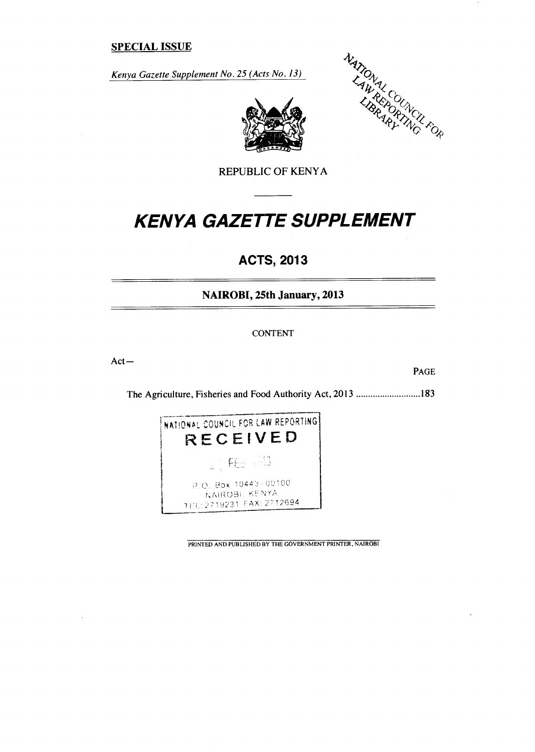**SPECIAL ISSUE**

*Kenya Gazette Supplement No. 25 (Acts No. 13)*

NATIONAL COUNCIL FOR LAW REPORTING LIBRARY

REPUBLIC OF KENYA

# *KENYA GAZETTE SUPPLEMENT*

## ACTS, 2013

### NAIROBI, 25th January, 2013

CONTENT

Act—

PAGE

The Agriculture, Fisheries and Food Authority Act, 2013 ........................... 183

NATIONAL COUNCIL FOR LAW REPORTING
RECEIVED
P.O. Box 10443-00100
NAIROBI, KENYA
TEL: 2719231 FAX: 2712694

PRINTED AND PUBLISHED BY THE GOVERNMENT PRINTER, NAIROBI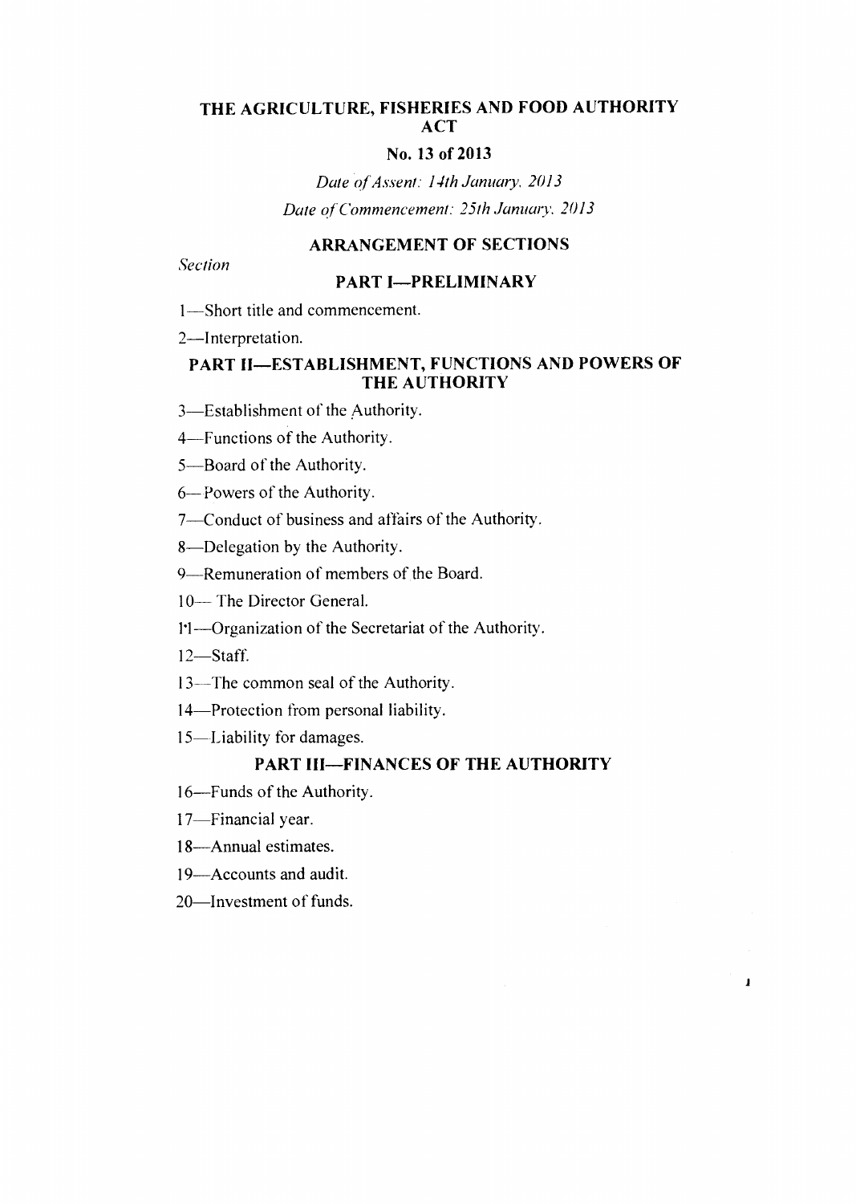# THE AGRICULTURE, FISHERIES AND FOOD AUTHORITY ACT

## No. 13 of 2013

*Date of Assent: 14th January, 2013*

*Date of Commencement: 25th January, 2013*

## ARRANGEMENT OF SECTIONS

*Section*

### PART I—PRELIMINARY

1—Short title and commencement.

2—Interpretation.

### PART II—ESTABLISHMENT, FUNCTIONS AND POWERS OF THE AUTHORITY

3—Establishment of the Authority.

4—Functions of the Authority.

5—Board of the Authority.

6—Powers of the Authority.

7—Conduct of business and affairs of the Authority.

8—Delegation by the Authority.

9—Remuneration of members of the Board.

10— The Director General.

11—Organization of the Secretariat of the Authority.

12—Staff.

13—The common seal of the Authority.

14—Protection from personal liability.

15—Liability for damages.

### PART III—FINANCES OF THE AUTHORITY

16—Funds of the Authority.

17—Financial year.

18—Annual estimates.

19—Accounts and audit.

20—Investment of funds.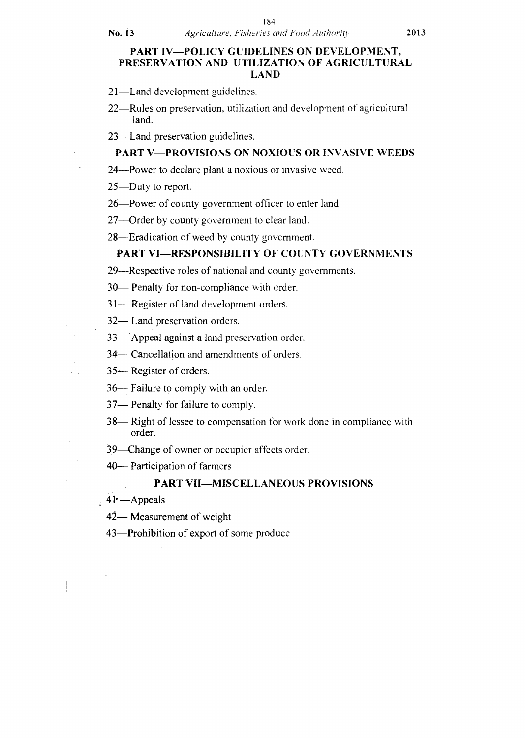## PART IV—POLICY GUIDELINES ON DEVELOPMENT, PRESERVATION AND UTILIZATION OF AGRICULTURAL LAND

21—Land development guidelines.

22—Rules on preservation, utilization and development of agricultural land.

23—Land preservation guidelines.

## PART V—PROVISIONS ON NOXIOUS OR INVASIVE WEEDS

24—Power to declare plant a noxious or invasive weed.

25—Duty to report.

26—Power of county government officer to enter land.

27—Order by county government to clear land.

28—Eradication of weed by county government.

## PART VI—RESPONSIBILITY OF COUNTY GOVERNMENTS

29—Respective roles of national and county governments.

30— Penalty for non-compliance with order.

31— Register of land development orders.

32— Land preservation orders.

33— Appeal against a land preservation order.

34— Cancellation and amendments of orders.

35— Register of orders.

36— Failure to comply with an order.

37— Penalty for failure to comply.

38— Right of lessee to compensation for work done in compliance with order.

39—Change of owner or occupier affects order.

40— Participation of farmers

## PART VII—MISCELLANEOUS PROVISIONS

41—Appeals

42— Measurement of weight

43—Prohibition of export of some produce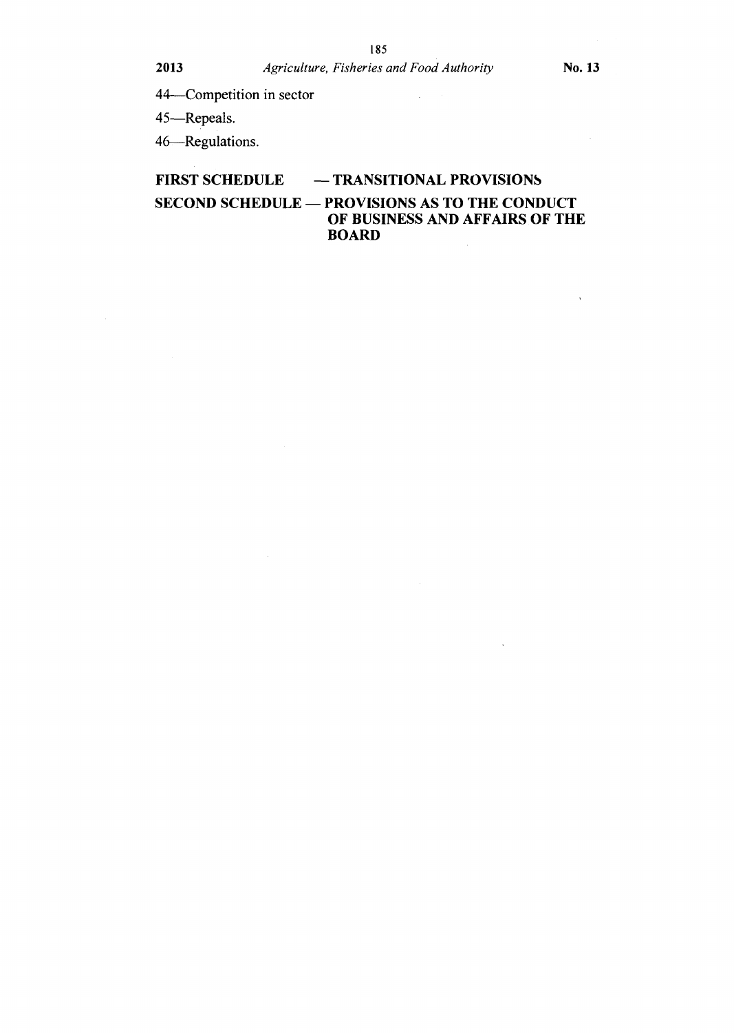44—Competition in sector

45—Repeals.

46—Regulations.

**FIRST SCHEDULE — TRANSITIONAL PROVISIONS**

**SECOND SCHEDULE — PROVISIONS AS TO THE CONDUCT OF BUSINESS AND AFFAIRS OF THE BOARD**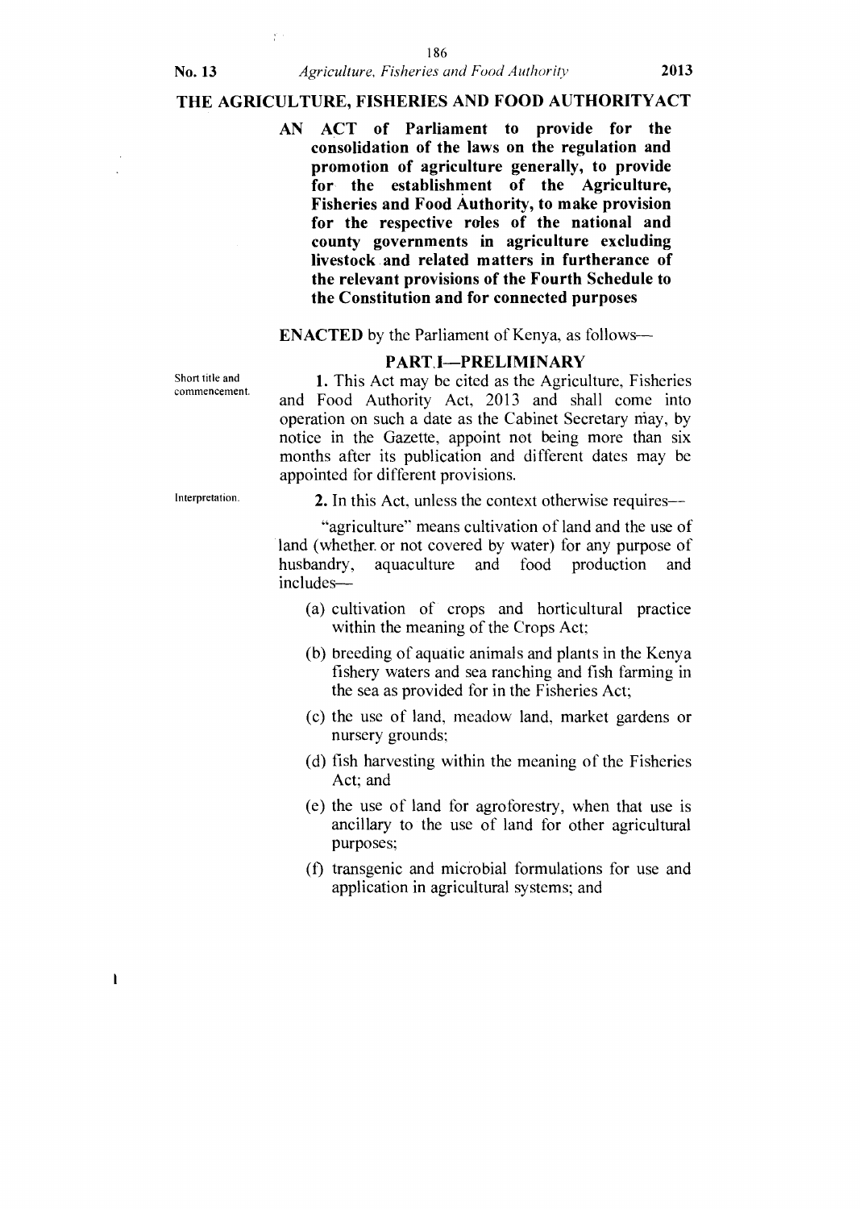# THE AGRICULTURE, FISHERIES AND FOOD AUTHORITY ACT

**AN ACT of Parliament to provide for the consolidation of the laws on the regulation and promotion of agriculture generally, to provide for the establishment of the Agriculture, Fisheries and Food Authority, to make provision for the respective roles of the national and county governments in agriculture excluding livestock and related matters in furtherance of the relevant provisions of the Fourth Schedule to the Constitution and for connected purposes**

**ENACTED** by the Parliament of Kenya, as follows—

## PART I—PRELIMINARY

Short title and commencement.

**1.** This Act may be cited as the Agriculture, Fisheries and Food Authority Act, 2013 and shall come into operation on such a date as the Cabinet Secretary may, by notice in the Gazette, appoint not being more than six months after its publication and different dates may be appointed for different provisions.

Interpretation.

**2.** In this Act, unless the context otherwise requires—

"agriculture" means cultivation of land and the use of land (whether or not covered by water) for any purpose of husbandry, aquaculture and food production and includes—

(a) cultivation of crops and horticultural practice within the meaning of the Crops Act;

(b) breeding of aquatic animals and plants in the Kenya fishery waters and sea ranching and fish farming in the sea as provided for in the Fisheries Act;

(c) the use of land, meadow land, market gardens or nursery grounds;

(d) fish harvesting within the meaning of the Fisheries Act; and

(e) the use of land for agroforestry, when that use is ancillary to the use of land for other agricultural purposes;

(f) transgenic and microbial formulations for use and application in agricultural systems; and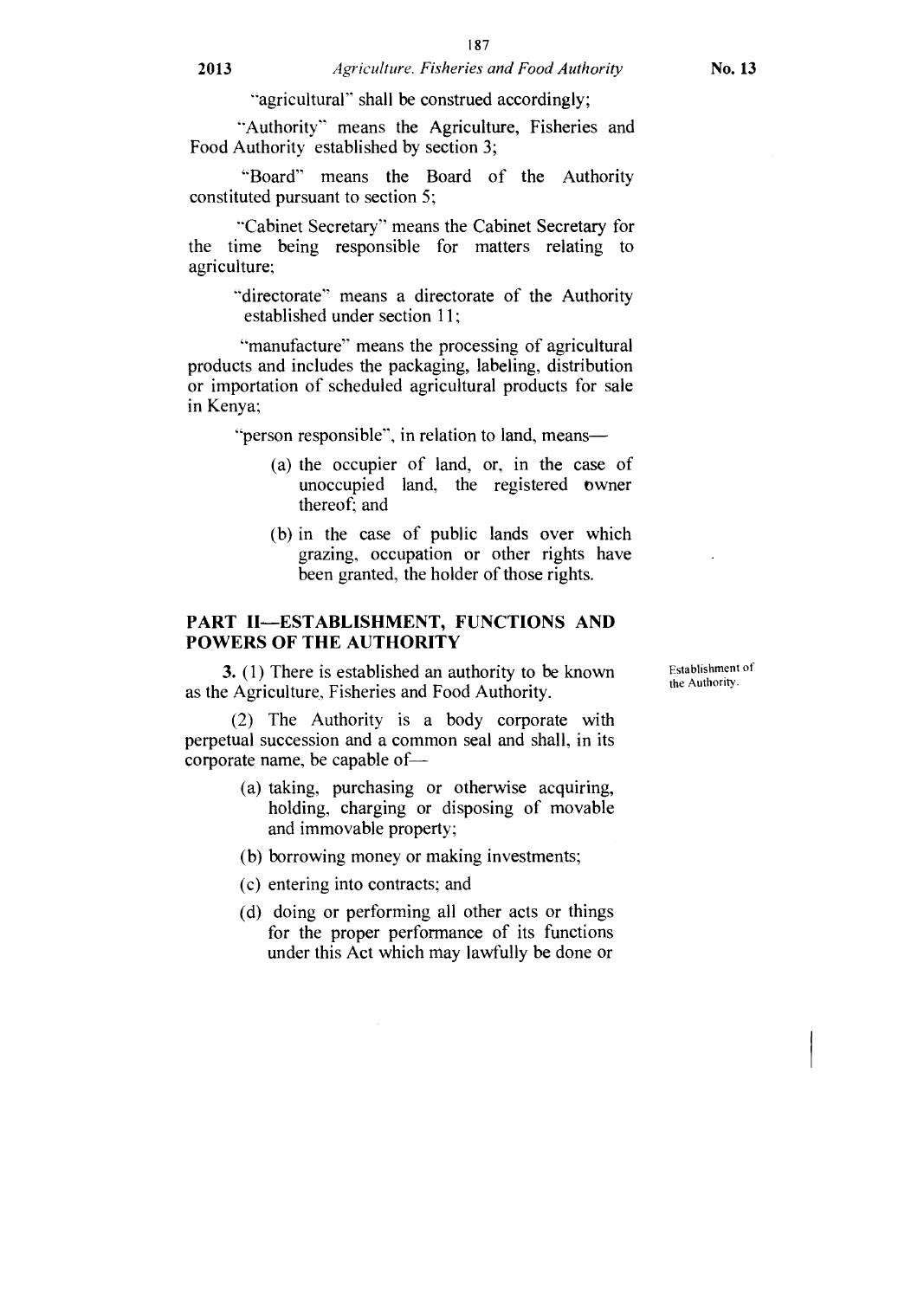"agricultural" shall be construed accordingly;

"Authority" means the Agriculture, Fisheries and Food Authority established by section 3;

"Board" means the Board of the Authority constituted pursuant to section 5;

"Cabinet Secretary" means the Cabinet Secretary for the time being responsible for matters relating to agriculture;

"directorate" means a directorate of the Authority established under section 11;

"manufacture" means the processing of agricultural products and includes the packaging, labeling, distribution or importation of scheduled agricultural products for sale in Kenya;

"person responsible", in relation to land, means—

(a) the occupier of land, or, in the case of unoccupied land, the registered owner thereof; and

(b) in the case of public lands over which grazing, occupation or other rights have been granted, the holder of those rights.

## PART II—ESTABLISHMENT, FUNCTIONS AND POWERS OF THE AUTHORITY

Establishment of the Authority.

**3.** (1) There is established an authority to be known as the Agriculture, Fisheries and Food Authority.

(2) The Authority is a body corporate with perpetual succession and a common seal and shall, in its corporate name, be capable of—

(a) taking, purchasing or otherwise acquiring, holding, charging or disposing of movable and immovable property;

(b) borrowing money or making investments;

(c) entering into contracts; and

(d) doing or performing all other acts or things for the proper performance of its functions under this Act which may lawfully be done or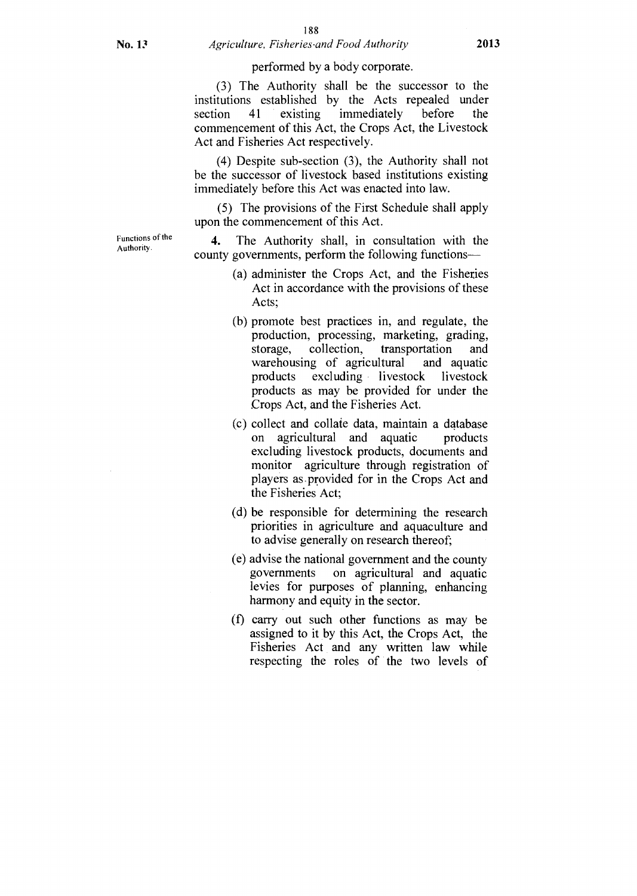performed by a body corporate.

(3) The Authority shall be the successor to the institutions established by the Acts repealed under section 41 existing immediately before the commencement of this Act, the Crops Act, the Livestock Act and Fisheries Act respectively.

(4) Despite sub-section (3), the Authority shall not be the successor of livestock based institutions existing immediately before this Act was enacted into law.

(5) The provisions of the First Schedule shall apply upon the commencement of this Act.

Functions of the Authority.

**4.** The Authority shall, in consultation with the county governments, perform the following functions—

(a) administer the Crops Act, and the Fisheries Act in accordance with the provisions of these Acts;

(b) promote best practices in, and regulate, the production, processing, marketing, grading, storage, collection, transportation and warehousing of agricultural and aquatic products excluding livestock livestock products as may be provided for under the Crops Act, and the Fisheries Act.

(c) collect and collate data, maintain a database on agricultural and aquatic products excluding livestock products, documents and monitor agriculture through registration of players as provided for in the Crops Act and the Fisheries Act;

(d) be responsible for determining the research priorities in agriculture and aquaculture and to advise generally on research thereof;

(e) advise the national government and the county governments on agricultural and aquatic levies for purposes of planning, enhancing harmony and equity in the sector.

(f) carry out such other functions as may be assigned to it by this Act, the Crops Act, the Fisheries Act and any written law while respecting the roles of the two levels of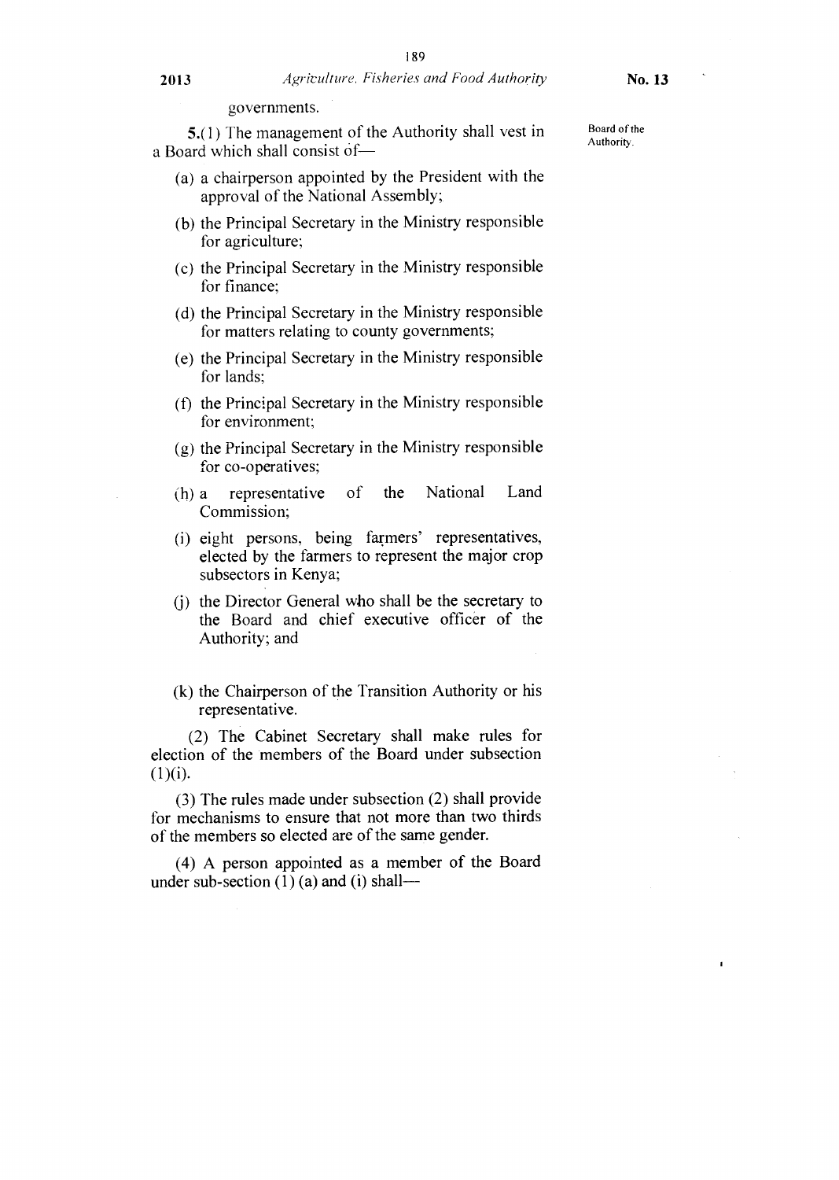governments.

5.(1) The management of the Authority shall vest in a Board which shall consist of—

Board of the Authority.

(a) a chairperson appointed by the President with the approval of the National Assembly;

(b) the Principal Secretary in the Ministry responsible for agriculture;

(c) the Principal Secretary in the Ministry responsible for finance;

(d) the Principal Secretary in the Ministry responsible for matters relating to county governments;

(e) the Principal Secretary in the Ministry responsible for lands;

(f) the Principal Secretary in the Ministry responsible for environment;

(g) the Principal Secretary in the Ministry responsible for co-operatives;

(h) a representative of the National Land Commission;

(i) eight persons, being farmers' representatives, elected by the farmers to represent the major crop subsectors in Kenya;

(j) the Director General who shall be the secretary to the Board and chief executive officer of the Authority; and

(k) the Chairperson of the Transition Authority or his representative.

(2) The Cabinet Secretary shall make rules for election of the members of the Board under subsection (1)(i).

(3) The rules made under subsection (2) shall provide for mechanisms to ensure that not more than two thirds of the members so elected are of the same gender.

(4) A person appointed as a member of the Board under sub-section (1) (a) and (i) shall—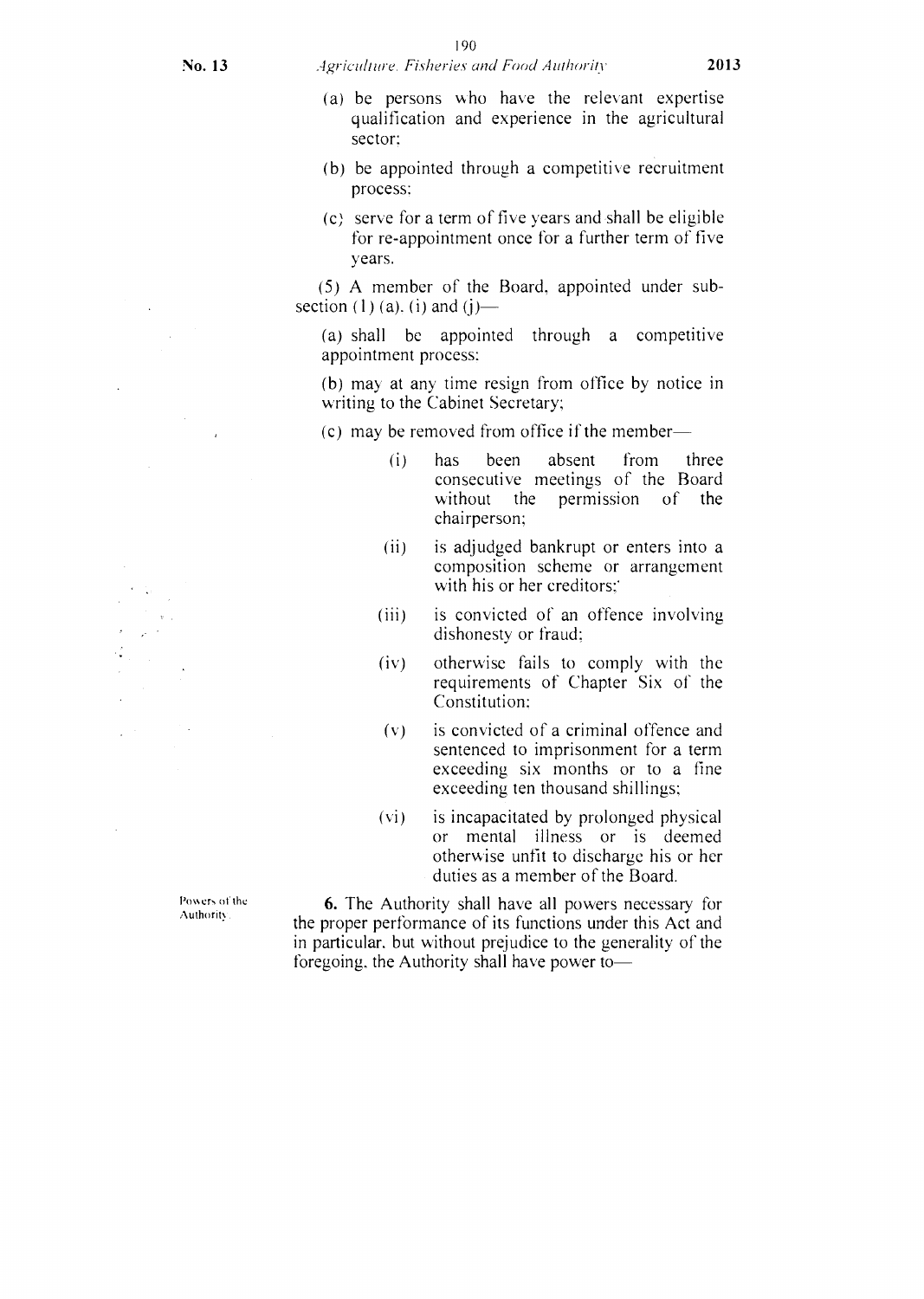(a) be persons who have the relevant expertise qualification and experience in the agricultural sector;

(b) be appointed through a competitive recruitment process;

(c) serve for a term of five years and shall be eligible for re-appointment once for a further term of five years.

(5) A member of the Board, appointed under sub-section (1) (a), (i) and (j)—

(a) shall be appointed through a competitive appointment process;

(b) may at any time resign from office by notice in writing to the Cabinet Secretary;

(c) may be removed from office if the member—

(i) has been absent from three consecutive meetings of the Board without the permission of the chairperson;

(ii) is adjudged bankrupt or enters into a composition scheme or arrangement with his or her creditors;

(iii) is convicted of an offence involving dishonesty or fraud;

(iv) otherwise fails to comply with the requirements of Chapter Six of the Constitution;

(v) is convicted of a criminal offence and sentenced to imprisonment for a term exceeding six months or to a fine exceeding ten thousand shillings;

(vi) is incapacitated by prolonged physical or mental illness or is deemed otherwise unfit to discharge his or her duties as a member of the Board.

Powers of the Authority.

**6.** The Authority shall have all powers necessary for the proper performance of its functions under this Act and in particular, but without prejudice to the generality of the foregoing, the Authority shall have power to—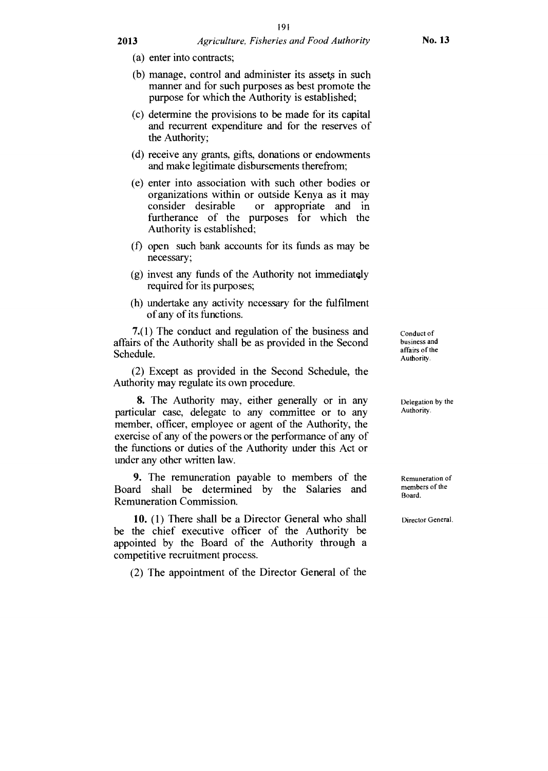(a) enter into contracts;

(b) manage, control and administer its assets in such manner and for such purposes as best promote the purpose for which the Authority is established;

(c) determine the provisions to be made for its capital and recurrent expenditure and for the reserves of the Authority;

(d) receive any grants, gifts, donations or endowments and make legitimate disbursements therefrom;

(e) enter into association with such other bodies or organizations within or outside Kenya as it may consider desirable or appropriate and in furtherance of the purposes for which the Authority is established;

(f) open such bank accounts for its funds as may be necessary;

(g) invest any funds of the Authority not immediately required for its purposes;

(h) undertake any activity necessary for the fulfilment of any of its functions.

Conduct of business and affairs of the Authority.

**7.**(1) The conduct and regulation of the business and affairs of the Authority shall be as provided in the Second Schedule.

(2) Except as provided in the Second Schedule, the Authority may regulate its own procedure.

Delegation by the Authority.

**8.** The Authority may, either generally or in any particular case, delegate to any committee or to any member, officer, employee or agent of the Authority, the exercise of any of the powers or the performance of any of the functions or duties of the Authority under this Act or under any other written law.

Remuneration of members of the Board.

**9.** The remuneration payable to members of the Board shall be determined by the Salaries and Remuneration Commission.

Director General.

**10.** (1) There shall be a Director General who shall be the chief executive officer of the Authority be appointed by the Board of the Authority through a competitive recruitment process.

(2) The appointment of the Director General of the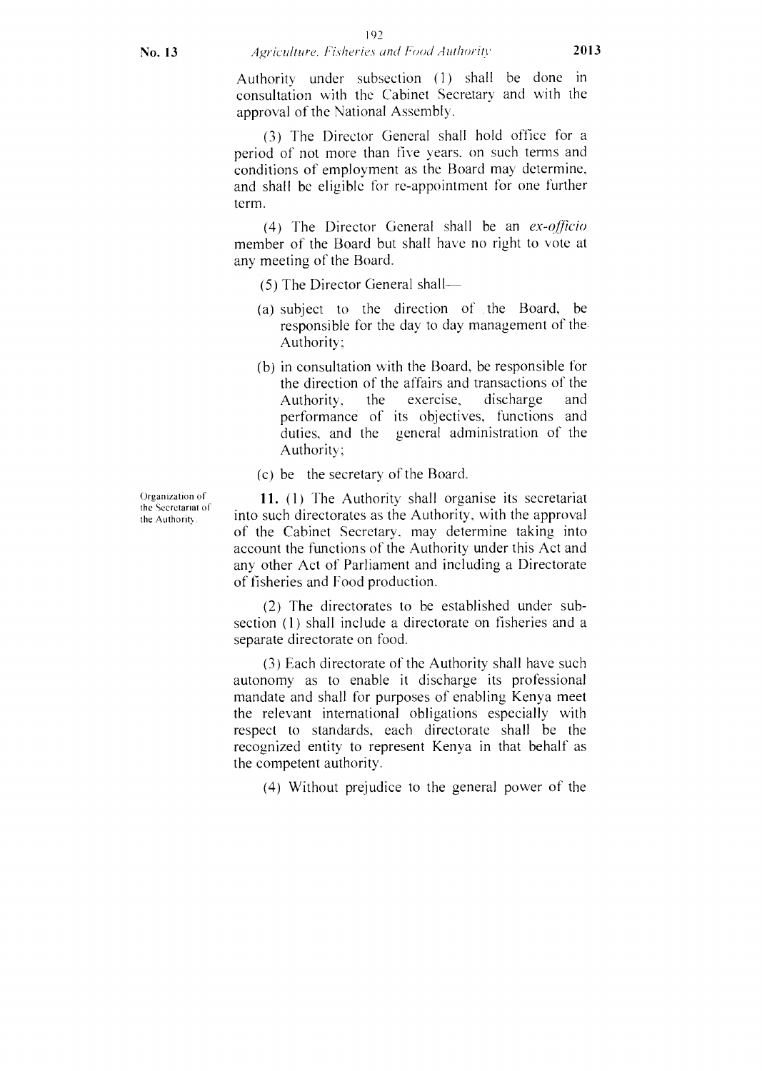Authority under subsection (1) shall be done in consultation with the Cabinet Secretary and with the approval of the National Assembly.

(3) The Director General shall hold office for a period of not more than five years, on such terms and conditions of employment as the Board may determine, and shall be eligible for re-appointment for one further term.

(4) The Director General shall be an *ex-officio* member of the Board but shall have no right to vote at any meeting of the Board.

(5) The Director General shall—

(a) subject to the direction of the Board, be responsible for the day to day management of the Authority;

(b) in consultation with the Board, be responsible for the direction of the affairs and transactions of the Authority, the exercise, discharge and performance of its objectives, functions and duties, and the general administration of the Authority;

(c) be the secretary of the Board.

Organization of the Secretariat of the Authority.

**11.** (1) The Authority shall organise its secretariat into such directorates as the Authority, with the approval of the Cabinet Secretary, may determine taking into account the functions of the Authority under this Act and any other Act of Parliament and including a Directorate of fisheries and Food production.

(2) The directorates to be established under sub-section (1) shall include a directorate on fisheries and a separate directorate on food.

(3) Each directorate of the Authority shall have such autonomy as to enable it discharge its professional mandate and shall for purposes of enabling Kenya meet the relevant international obligations especially with respect to standards, each directorate shall be the recognized entity to represent Kenya in that behalf as the competent authority.

(4) Without prejudice to the general power of the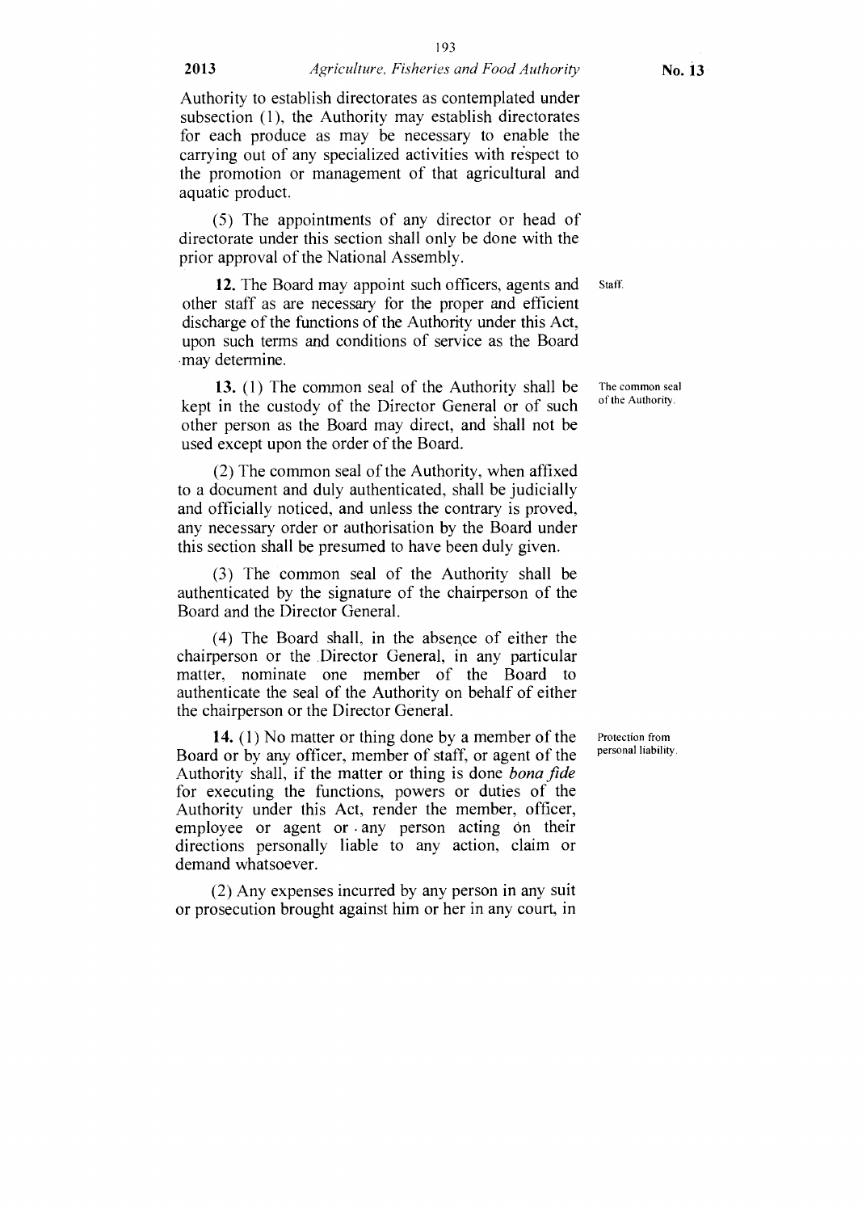Authority to establish directorates as contemplated under subsection (1), the Authority may establish directorates for each produce as may be necessary to enable the carrying out of any specialized activities with respect to the promotion or management of that agricultural and aquatic product.

(5) The appointments of any director or head of directorate under this section shall only be done with the prior approval of the National Assembly.

Staff.

**12.** The Board may appoint such officers, agents and other staff as are necessary for the proper and efficient discharge of the functions of the Authority under this Act, upon such terms and conditions of service as the Board may determine.

The common seal of the Authority.

**13.** (1) The common seal of the Authority shall be kept in the custody of the Director General or of such other person as the Board may direct, and shall not be used except upon the order of the Board.

(2) The common seal of the Authority, when affixed to a document and duly authenticated, shall be judicially and officially noticed, and unless the contrary is proved, any necessary order or authorisation by the Board under this section shall be presumed to have been duly given.

(3) The common seal of the Authority shall be authenticated by the signature of the chairperson of the Board and the Director General.

(4) The Board shall, in the absence of either the chairperson or the Director General, in any particular matter, nominate one member of the Board to authenticate the seal of the Authority on behalf of either the chairperson or the Director General.

Protection from personal liability.

**14.** (1) No matter or thing done by a member of the Board or by any officer, member of staff, or agent of the Authority shall, if the matter or thing is done *bona fide* for executing the functions, powers or duties of the Authority under this Act, render the member, officer, employee or agent or any person acting on their directions personally liable to any action, claim or demand whatsoever.

(2) Any expenses incurred by any person in any suit or prosecution brought against him or her in any court, in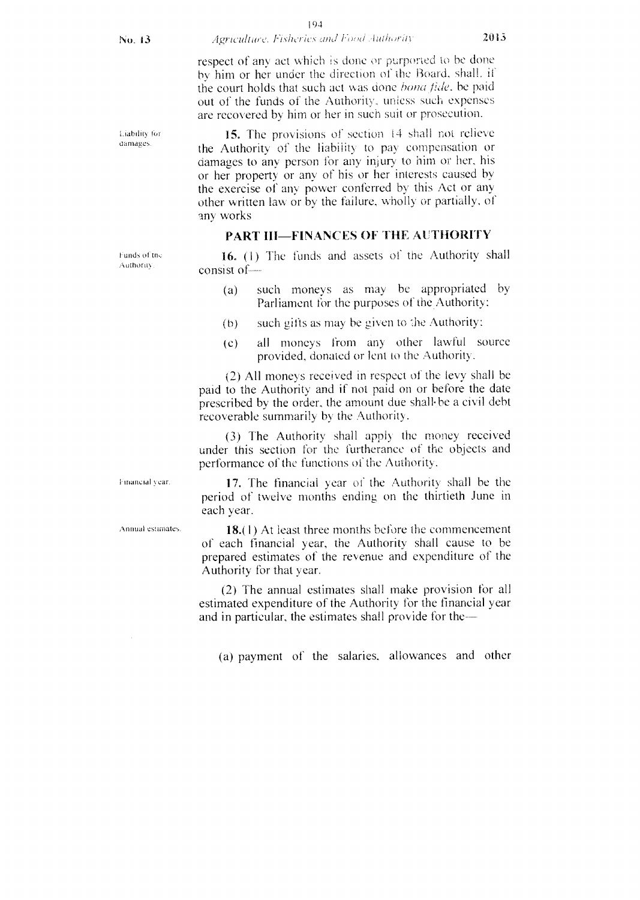respect of any act which is done or purported to be done by him or her under the direction of the Board, shall, if the court holds that such act was done *bona fide*, be paid out of the funds of the Authority, unless such expenses are recovered by him or her in such suit or prosecution.

Liability for damages.

**15.** The provisions of section 14 shall not relieve the Authority of the liability to pay compensation or damages to any person for any injury to him or her, his or her property or any of his or her interests caused by the exercise of any power conferred by this Act or any other written law or by the failure, wholly or partially, of any works

## PART III—FINANCES OF THE AUTHORITY

Funds of the Authority.

**16.** (1) The funds and assets of the Authority shall consist of—

(a) such moneys as may be appropriated by Parliament for the purposes of the Authority;

(b) such gifts as may be given to the Authority;

(c) all moneys from any other lawful source provided, donated or lent to the Authority.

(2) All moneys received in respect of the levy shall be paid to the Authority and if not paid on or before the date prescribed by the order, the amount due shall be a civil debt recoverable summarily by the Authority.

(3) The Authority shall apply the money received under this section for the furtherance of the objects and performance of the functions of the Authority.

Financial year.

**17.** The financial year of the Authority shall be the period of twelve months ending on the thirtieth June in each year.

Annual estimates.

**18.**(1) At least three months before the commencement of each financial year, the Authority shall cause to be prepared estimates of the revenue and expenditure of the Authority for that year.

(2) The annual estimates shall make provision for all estimated expenditure of the Authority for the financial year and in particular, the estimates shall provide for the—

(a) payment of the salaries, allowances and other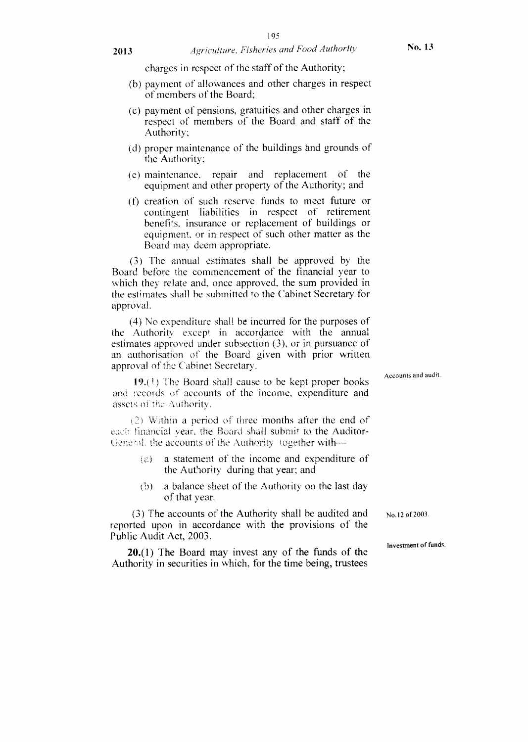charges in respect of the staff of the Authority;

(b) payment of allowances and other charges in respect of members of the Board;

(c) payment of pensions, gratuities and other charges in respect of members of the Board and staff of the Authority;

(d) proper maintenance of the buildings and grounds of the Authority;

(e) maintenance, repair and replacement of the equipment and other property of the Authority; and

(f) creation of such reserve funds to meet future or contingent liabilities in respect of retirement benefits, insurance or replacement of buildings or equipment, or in respect of such other matter as the Board may deem appropriate.

(3) The annual estimates shall be approved by the Board before the commencement of the financial year to which they relate and, once approved, the sum provided in the estimates shall be submitted to the Cabinet Secretary for approval.

(4) No expenditure shall be incurred for the purposes of the Authority except in accordance with the annual estimates approved under subsection (3), or in pursuance of an authorisation of the Board given with prior written approval of the Cabinet Secretary.

Accounts and audit.

**19.**(1) The Board shall cause to be kept proper books and records of accounts of the income, expenditure and assets of the Authority.

(2) Within a period of three months after the end of each financial year, the Board shall submit to the Auditor-General, the accounts of the Authority together with—

(a) a statement of the income and expenditure of the Authority during that year; and

(b) a balance sheet of the Authority on the last day of that year.

No.12 of 2003.

(3) The accounts of the Authority shall be audited and reported upon in accordance with the provisions of the Public Audit Act, 2003.

Investment of funds.

**20.**(1) The Board may invest any of the funds of the Authority in securities in which, for the time being, trustees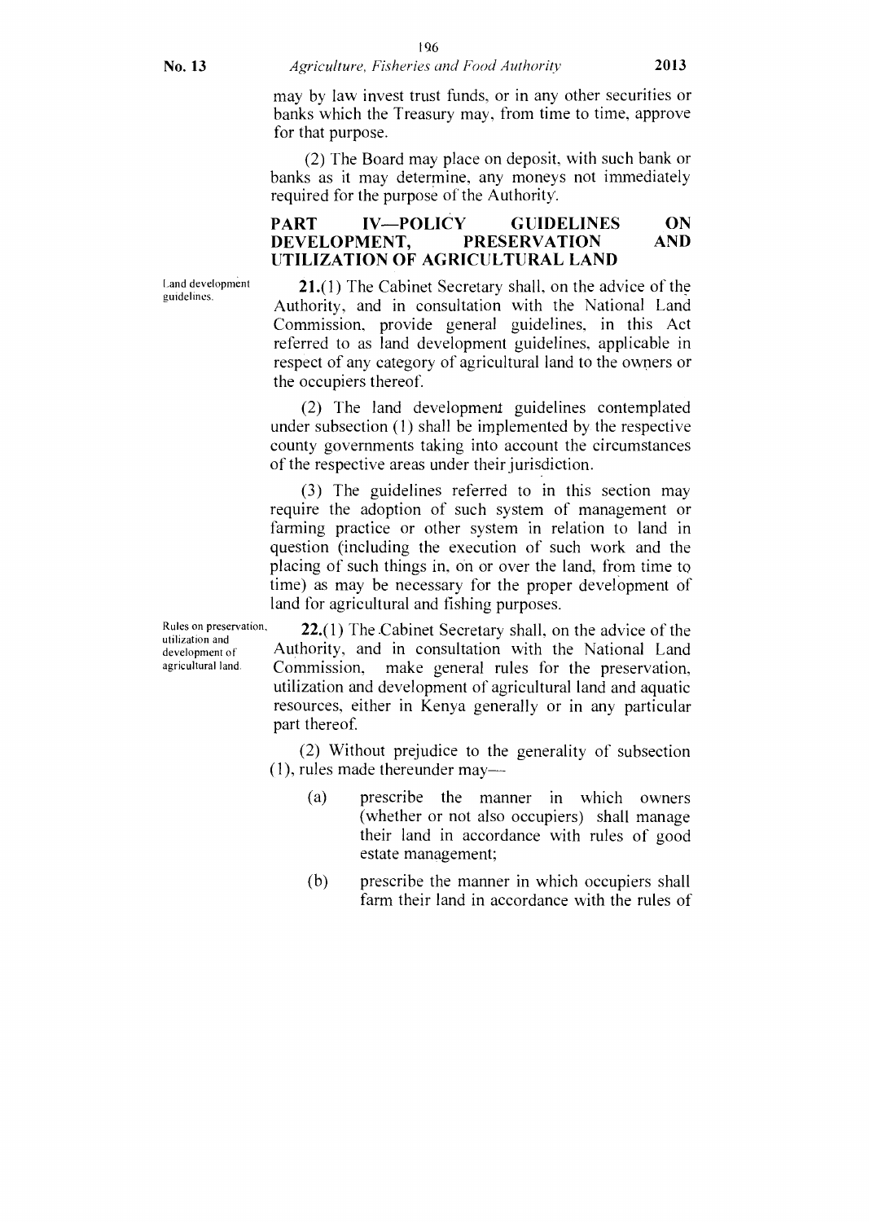may by law invest trust funds, or in any other securities or banks which the Treasury may, from time to time, approve for that purpose.

(2) The Board may place on deposit, with such bank or banks as it may determine, any moneys not immediately required for the purpose of the Authority.

## PART IV—POLICY GUIDELINES ON DEVELOPMENT, PRESERVATION AND UTILIZATION OF AGRICULTURAL LAND

Land development guidelines.

**21.**(1) The Cabinet Secretary shall, on the advice of the Authority, and in consultation with the National Land Commission, provide general guidelines, in this Act referred to as land development guidelines, applicable in respect of any category of agricultural land to the owners or the occupiers thereof.

(2) The land development guidelines contemplated under subsection (1) shall be implemented by the respective county governments taking into account the circumstances of the respective areas under their jurisdiction.

(3) The guidelines referred to in this section may require the adoption of such system of management or farming practice or other system in relation to land in question (including the execution of such work and the placing of such things in, on or over the land, from time to time) as may be necessary for the proper development of land for agricultural and fishing purposes.

Rules on preservation, utilization and development of agricultural land.

**22.**(1) The Cabinet Secretary shall, on the advice of the Authority, and in consultation with the National Land Commission, make general rules for the preservation, utilization and development of agricultural land and aquatic resources, either in Kenya generally or in any particular part thereof.

(2) Without prejudice to the generality of subsection (1), rules made thereunder may—

(a) prescribe the manner in which owners (whether or not also occupiers) shall manage their land in accordance with rules of good estate management;

(b) prescribe the manner in which occupiers shall farm their land in accordance with the rules of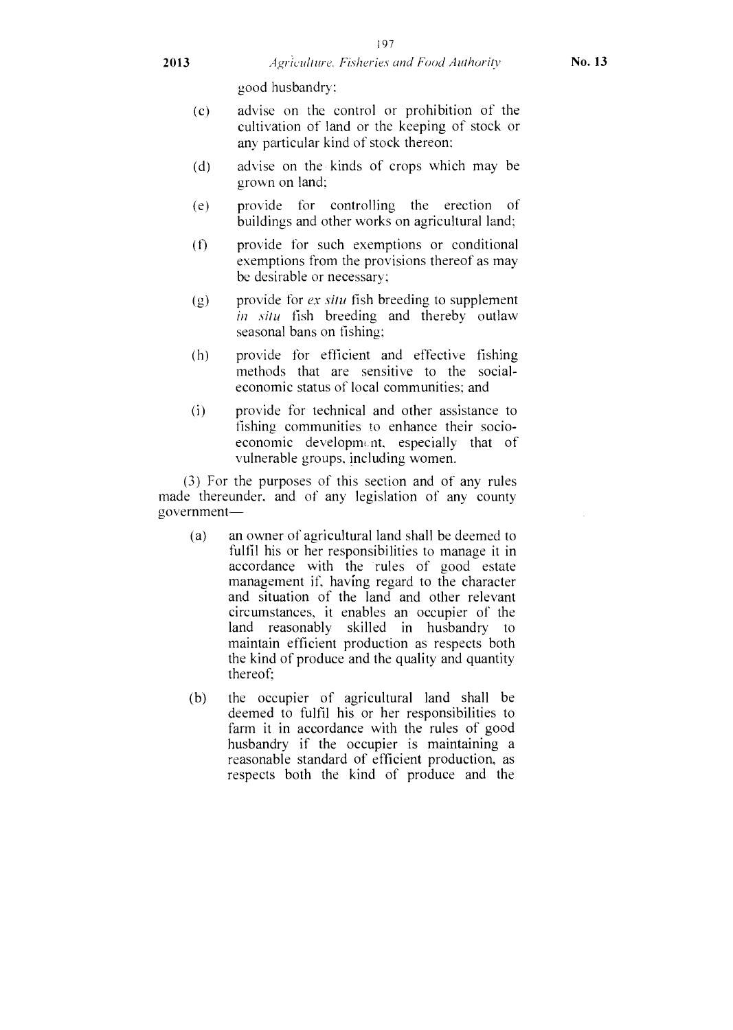good husbandry:

(c) advise on the control or prohibition of the cultivation of land or the keeping of stock or any particular kind of stock thereon;

(d) advise on the kinds of crops which may be grown on land;

(e) provide for controlling the erection of buildings and other works on agricultural land;

(f) provide for such exemptions or conditional exemptions from the provisions thereof as may be desirable or necessary;

(g) provide for *ex situ* fish breeding to supplement *in situ* fish breeding and thereby outlaw seasonal bans on fishing;

(h) provide for efficient and effective fishing methods that are sensitive to the social-economic status of local communities; and

(i) provide for technical and other assistance to fishing communities to enhance their socio-economic development, especially that of vulnerable groups, including women.

(3) For the purposes of this section and of any rules made thereunder, and of any legislation of any county government—

(a) an owner of agricultural land shall be deemed to fulfil his or her responsibilities to manage it in accordance with the rules of good estate management if, having regard to the character and situation of the land and other relevant circumstances, it enables an occupier of the land reasonably skilled in husbandry to maintain efficient production as respects both the kind of produce and the quality and quantity thereof;

(b) the occupier of agricultural land shall be deemed to fulfil his or her responsibilities to farm it in accordance with the rules of good husbandry if the occupier is maintaining a reasonable standard of efficient production, as respects both the kind of produce and the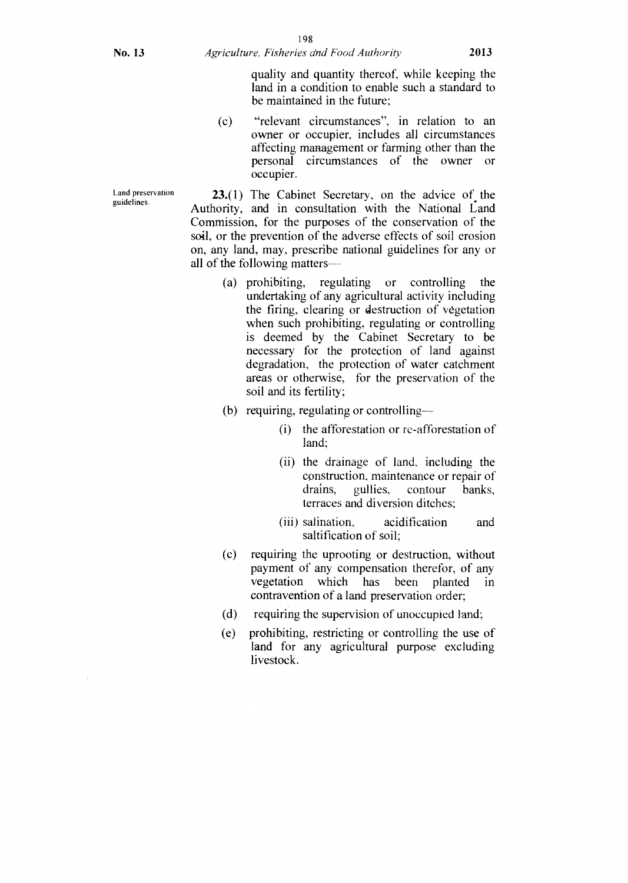quality and quantity thereof, while keeping the land in a condition to enable such a standard to be maintained in the future;

(c) "relevant circumstances", in relation to an owner or occupier, includes all circumstances affecting management or farming other than the personal circumstances of the owner or occupier.

Land preservation guidelines.

**23.**(1) The Cabinet Secretary, on the advice of the Authority, and in consultation with the National Land Commission, for the purposes of the conservation of the soil, or the prevention of the adverse effects of soil erosion on, any land, may, prescribe national guidelines for any or all of the following matters—

(a) prohibiting, regulating or controlling the undertaking of any agricultural activity including the firing, clearing or destruction of vegetation when such prohibiting, regulating or controlling is deemed by the Cabinet Secretary to be necessary for the protection of land against degradation, the protection of water catchment areas or otherwise, for the preservation of the soil and its fertility;

(b) requiring, regulating or controlling—

(i) the afforestation or re-afforestation of land;

(ii) the drainage of land, including the construction, maintenance or repair of drains, gullies, contour banks, terraces and diversion ditches;

(iii) salination, acidification and saltification of soil;

(c) requiring the uprooting or destruction, without payment of any compensation therefor, of any vegetation which has been planted in contravention of a land preservation order;

(d) requiring the supervision of unoccupied land;

(e) prohibiting, restricting or controlling the use of land for any agricultural purpose excluding livestock.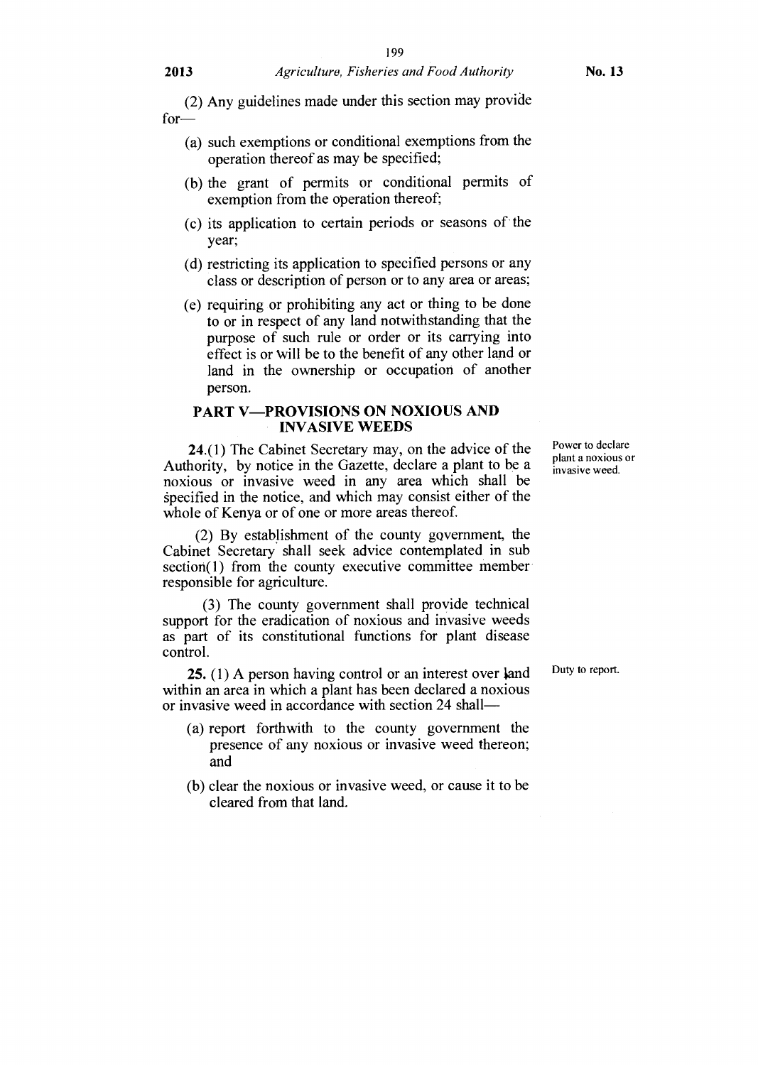(2) Any guidelines made under this section may provide for—

(a) such exemptions or conditional exemptions from the operation thereof as may be specified;

(b) the grant of permits or conditional permits of exemption from the operation thereof;

(c) its application to certain periods or seasons of the year;

(d) restricting its application to specified persons or any class or description of person or to any area or areas;

(e) requiring or prohibiting any act or thing to be done to or in respect of any land notwithstanding that the purpose of such rule or order or its carrying into effect is or will be to the benefit of any other land or land in the ownership or occupation of another person.

## PART V—PROVISIONS ON NOXIOUS AND INVASIVE WEEDS

Power to declare plant a noxious or invasive weed.

**24.**(1) The Cabinet Secretary may, on the advice of the Authority, by notice in the Gazette, declare a plant to be a noxious or invasive weed in any area which shall be specified in the notice, and which may consist either of the whole of Kenya or of one or more areas thereof.

(2) By establishment of the county government, the Cabinet Secretary shall seek advice contemplated in sub section(1) from the county executive committee member responsible for agriculture.

(3) The county government shall provide technical support for the eradication of noxious and invasive weeds as part of its constitutional functions for plant disease control.

Duty to report.

**25.** (1) A person having control or an interest over land within an area in which a plant has been declared a noxious or invasive weed in accordance with section 24 shall—

(a) report forthwith to the county government the presence of any noxious or invasive weed thereon; and

(b) clear the noxious or invasive weed, or cause it to be cleared from that land.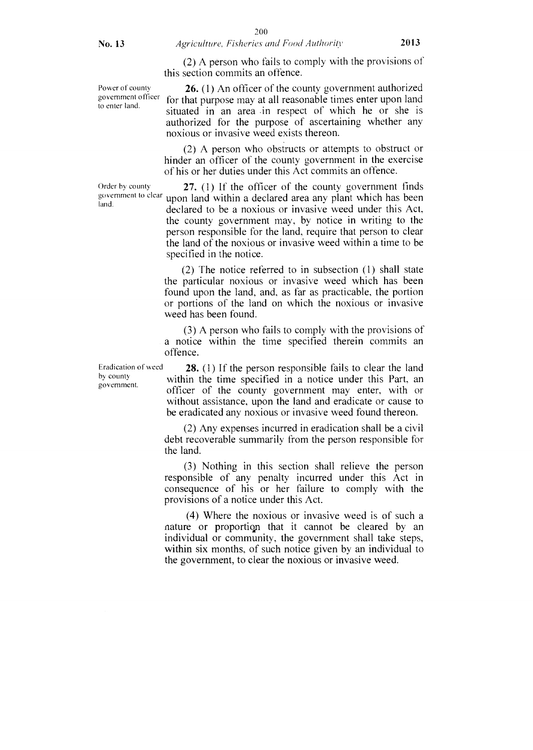(2) A person who fails to comply with the provisions of this section commits an offence.

Power of county government officer to enter land.

**26.** (1) An officer of the county government authorized for that purpose may at all reasonable times enter upon land situated in an area in respect of which he or she is authorized for the purpose of ascertaining whether any noxious or invasive weed exists thereon.

(2) A person who obstructs or attempts to obstruct or hinder an officer of the county government in the exercise of his or her duties under this Act commits an offence.

Order by county government to clear land.

**27.** (1) If the officer of the county government finds upon land within a declared area any plant which has been declared to be a noxious or invasive weed under this Act, the county government may, by notice in writing to the person responsible for the land, require that person to clear the land of the noxious or invasive weed within a time to be specified in the notice.

(2) The notice referred to in subsection (1) shall state the particular noxious or invasive weed which has been found upon the land, and, as far as practicable, the portion or portions of the land on which the noxious or invasive weed has been found.

(3) A person who fails to comply with the provisions of a notice within the time specified therein commits an offence.

Eradication of weed by county government.

**28.** (1) If the person responsible fails to clear the land within the time specified in a notice under this Part, an officer of the county government may enter, with or without assistance, upon the land and eradicate or cause to be eradicated any noxious or invasive weed found thereon.

(2) Any expenses incurred in eradication shall be a civil debt recoverable summarily from the person responsible for the land.

(3) Nothing in this section shall relieve the person responsible of any penalty incurred under this Act in consequence of his or her failure to comply with the provisions of a notice under this Act.

(4) Where the noxious or invasive weed is of such a nature or proportion that it cannot be cleared by an individual or community, the government shall take steps, within six months, of such notice given by an individual to the government, to clear the noxious or invasive weed.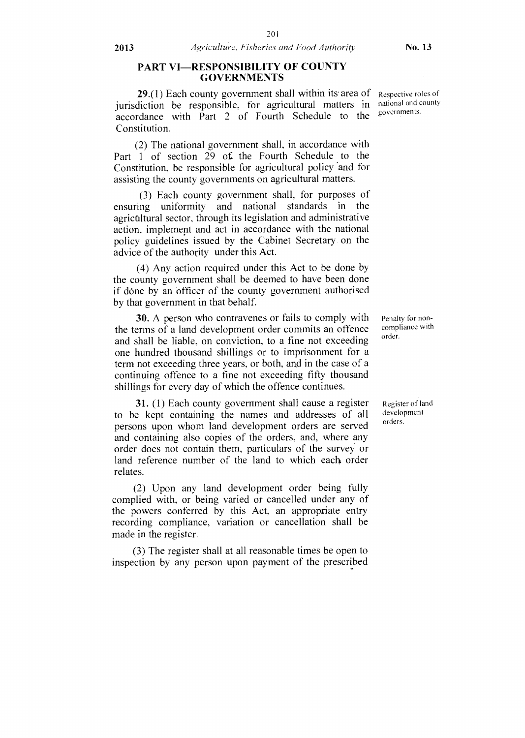## PART VI—RESPONSIBILITY OF COUNTY GOVERNMENTS

**29.**(1) Each county government shall within its area of jurisdiction be responsible, for agricultural matters in accordance with Part 2 of Fourth Schedule to the Constitution.

Respective roles of national and county governments.

(2) The national government shall, in accordance with Part 1 of section 29 of the Fourth Schedule to the Constitution, be responsible for agricultural policy and for assisting the county governments on agricultural matters.

(3) Each county government shall, for purposes of ensuring uniformity and national standards in the agricultural sector, through its legislation and administrative action, implement and act in accordance with the national policy guidelines issued by the Cabinet Secretary on the advice of the authority under this Act.

(4) Any action required under this Act to be done by the county government shall be deemed to have been done if done by an officer of the county government authorised by that government in that behalf.

**30.** A person who contravenes or fails to comply with the terms of a land development order commits an offence and shall be liable, on conviction, to a fine not exceeding one hundred thousand shillings or to imprisonment for a term not exceeding three years, or both, and in the case of a continuing offence to a fine not exceeding fifty thousand shillings for every day of which the offence continues.

Penalty for non-compliance with order.

**31.** (1) Each county government shall cause a register to be kept containing the names and addresses of all persons upon whom land development orders are served and containing also copies of the orders, and, where any order does not contain them, particulars of the survey or land reference number of the land to which each order relates.

Register of land development orders.

(2) Upon any land development order being fully complied with, or being varied or cancelled under any of the powers conferred by this Act, an appropriate entry recording compliance, variation or cancellation shall be made in the register.

(3) The register shall at all reasonable times be open to inspection by any person upon payment of the prescribed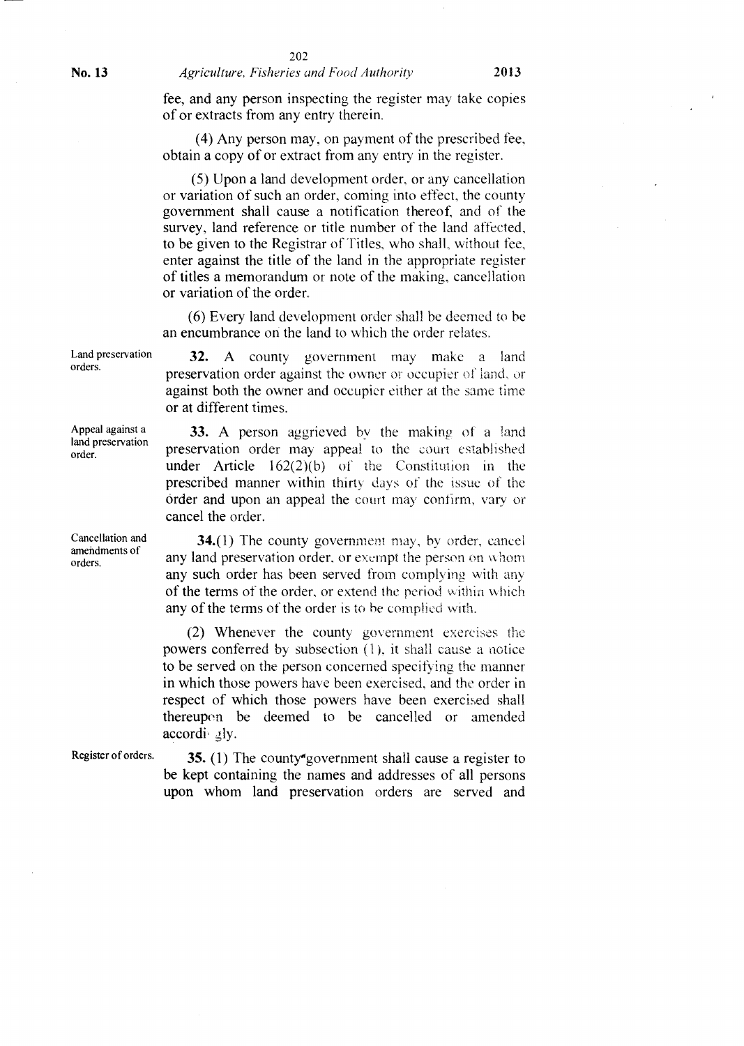fee, and any person inspecting the register may take copies of or extracts from any entry therein.

(4) Any person may, on payment of the prescribed fee, obtain a copy of or extract from any entry in the register.

(5) Upon a land development order, or any cancellation or variation of such an order, coming into effect, the county government shall cause a notification thereof, and of the survey, land reference or title number of the land affected, to be given to the Registrar of Titles, who shall, without fee, enter against the title of the land in the appropriate register of titles a memorandum or note of the making, cancellation or variation of the order.

(6) Every land development order shall be deemed to be an encumbrance on the land to which the order relates.

Land preservation orders.

**32.** A county government may make a land preservation order against the owner or occupier of land, or against both the owner and occupier either at the same time or at different times.

Appeal against a land preservation order.

**33.** A person aggrieved by the making of a land preservation order may appeal to the court established under Article 162(2)(b) of the Constitution in the prescribed manner within thirty days of the issue of the order and upon an appeal the court may confirm, vary or cancel the order.

Cancellation and amendments of orders.

**34.**(1) The county government may, by order, cancel any land preservation order, or exempt the person on whom any such order has been served from complying with any of the terms of the order, or extend the period within which any of the terms of the order is to be complied with.

(2) Whenever the county government exercises the powers conferred by subsection (1), it shall cause a notice to be served on the person concerned specifying the manner in which those powers have been exercised, and the order in respect of which those powers have been exercised shall thereupon be deemed to be cancelled or amended accordingly.

Register of orders.

**35.** (1) The county government shall cause a register to be kept containing the names and addresses of all persons upon whom land preservation orders are served and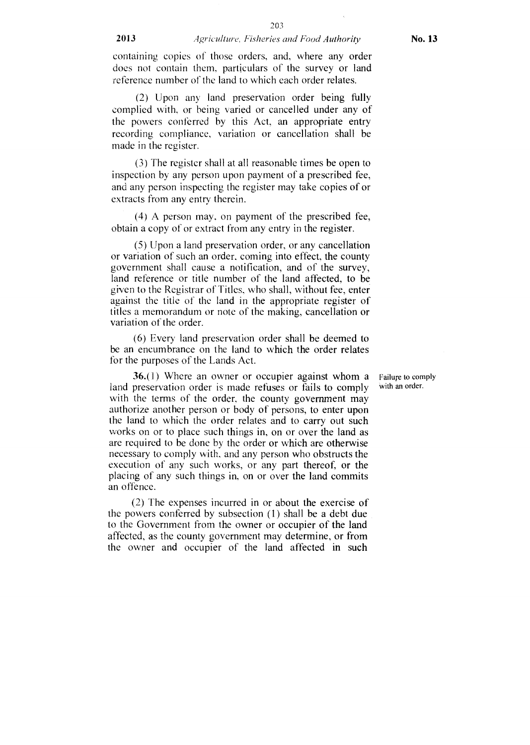containing copies of those orders, and, where any order does not contain them, particulars of the survey or land reference number of the land to which each order relates.

(2) Upon any land preservation order being fully complied with, or being varied or cancelled under any of the powers conferred by this Act, an appropriate entry recording compliance, variation or cancellation shall be made in the register.

(3) The register shall at all reasonable times be open to inspection by any person upon payment of a prescribed fee, and any person inspecting the register may take copies of or extracts from any entry therein.

(4) A person may, on payment of the prescribed fee, obtain a copy of or extract from any entry in the register.

(5) Upon a land preservation order, or any cancellation or variation of such an order, coming into effect, the county government shall cause a notification, and of the survey, land reference or title number of the land affected, to be given to the Registrar of Titles, who shall, without fee, enter against the title of the land in the appropriate register of titles a memorandum or note of the making, cancellation or variation of the order.

(6) Every land preservation order shall be deemed to be an encumbrance on the land to which the order relates for the purposes of the Lands Act.

Failure to comply with an order.

**36.**(1) Where an owner or occupier against whom a land preservation order is made refuses or fails to comply with the terms of the order, the county government may authorize another person or body of persons, to enter upon the land to which the order relates and to carry out such works on or to place such things in, on or over the land as are required to be done by the order or which are otherwise necessary to comply with, and any person who obstructs the execution of any such works, or any part thereof, or the placing of any such things in, on or over the land commits an offence.

(2) The expenses incurred in or about the exercise of the powers conferred by subsection (1) shall be a debt due to the Government from the owner or occupier of the land affected, as the county government may determine, or from the owner and occupier of the land affected in such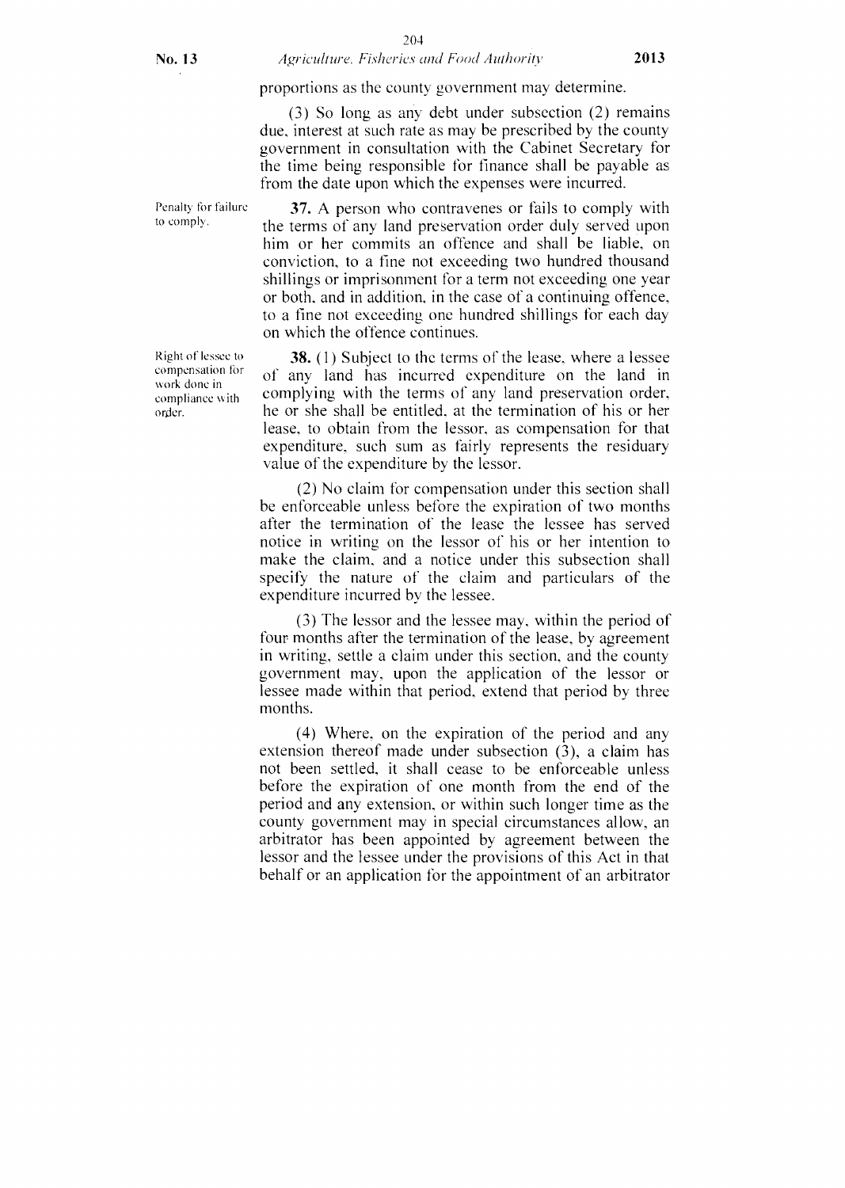proportions as the county government may determine.

(3) So long as any debt under subsection (2) remains due, interest at such rate as may be prescribed by the county government in consultation with the Cabinet Secretary for the time being responsible for finance shall be payable as from the date upon which the expenses were incurred.

*Penalty for failure to comply.*

**37.** A person who contravenes or fails to comply with the terms of any land preservation order duly served upon him or her commits an offence and shall be liable, on conviction, to a fine not exceeding two hundred thousand shillings or imprisonment for a term not exceeding one year or both, and in addition, in the case of a continuing offence, to a fine not exceeding one hundred shillings for each day on which the offence continues.

*Right of lessee to compensation for work done in compliance with order.*

**38.** (1) Subject to the terms of the lease, where a lessee of any land has incurred expenditure on the land in complying with the terms of any land preservation order, he or she shall be entitled, at the termination of his or her lease, to obtain from the lessor, as compensation for that expenditure, such sum as fairly represents the residuary value of the expenditure by the lessor.

(2) No claim for compensation under this section shall be enforceable unless before the expiration of two months after the termination of the lease the lessee has served notice in writing on the lessor of his or her intention to make the claim, and a notice under this subsection shall specify the nature of the claim and particulars of the expenditure incurred by the lessee.

(3) The lessor and the lessee may, within the period of four months after the termination of the lease, by agreement in writing, settle a claim under this section, and the county government may, upon the application of the lessor or lessee made within that period, extend that period by three months.

(4) Where, on the expiration of the period and any extension thereof made under subsection (3), a claim has not been settled, it shall cease to be enforceable unless before the expiration of one month from the end of the period and any extension, or within such longer time as the county government may in special circumstances allow, an arbitrator has been appointed by agreement between the lessor and the lessee under the provisions of this Act in that behalf or an application for the appointment of an arbitrator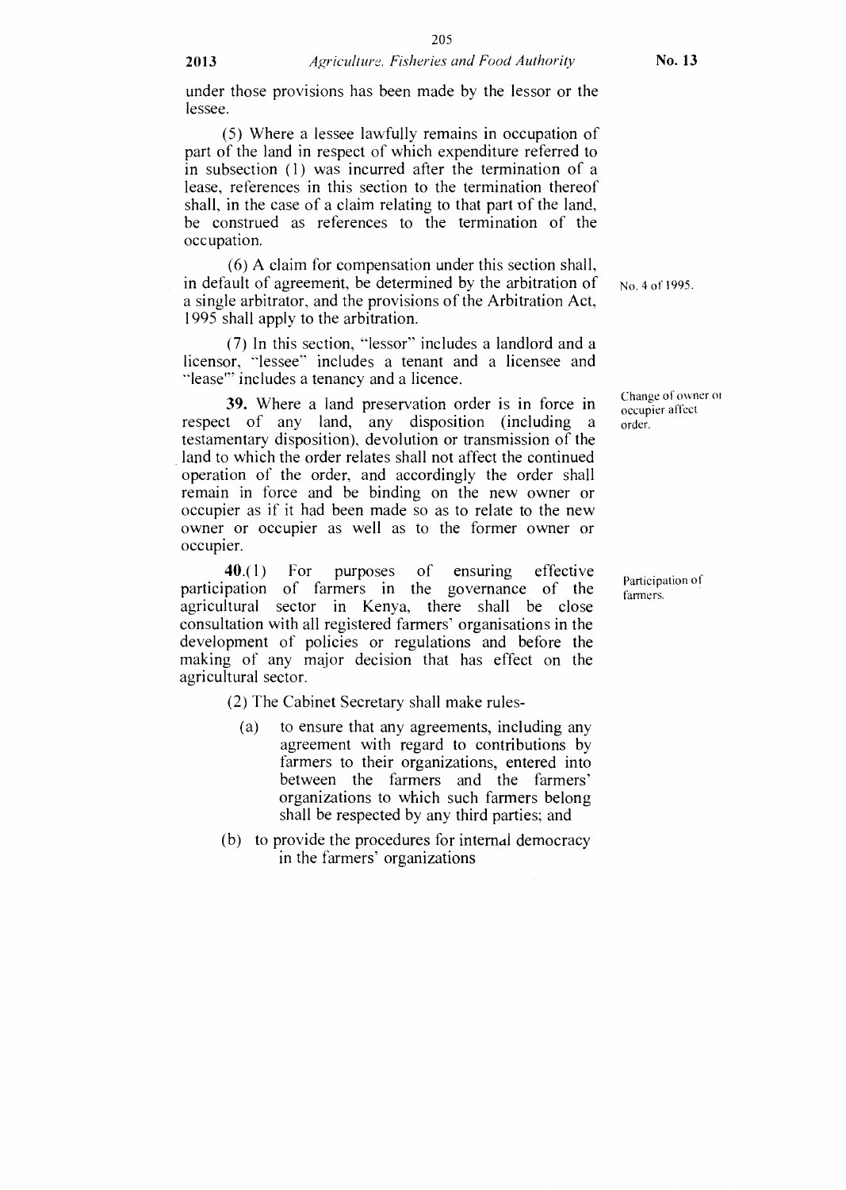under those provisions has been made by the lessor or the lessee.

(5) Where a lessee lawfully remains in occupation of part of the land in respect of which expenditure referred to in subsection (1) was incurred after the termination of a lease, references in this section to the termination thereof shall, in the case of a claim relating to that part of the land, be construed as references to the termination of the occupation.

(6) A claim for compensation under this section shall, in default of agreement, be determined by the arbitration of a single arbitrator, and the provisions of the Arbitration Act, 1995 shall apply to the arbitration.

No. 4 of 1995.

(7) In this section, "lessor" includes a landlord and a licensor, "lessee" includes a tenant and a licensee and "lease" includes a tenancy and a licence.

Change of owner or occupier affect order.

**39.** Where a land preservation order is in force in respect of any land, any disposition (including a testamentary disposition), devolution or transmission of the land to which the order relates shall not affect the continued operation of the order, and accordingly the order shall remain in force and be binding on the new owner or occupier as if it had been made so as to relate to the new owner or occupier as well as to the former owner or occupier.

Participation of farmers.

**40.**(1) For purposes of ensuring effective participation of farmers in the governance of the agricultural sector in Kenya, there shall be close consultation with all registered farmers' organisations in the development of policies or regulations and before the making of any major decision that has effect on the agricultural sector.

(2) The Cabinet Secretary shall make rules-

(a) to ensure that any agreements, including any agreement with regard to contributions by farmers to their organizations, entered into between the farmers and the farmers' organizations to which such farmers belong shall be respected by any third parties; and

(b) to provide the procedures for internal democracy in the farmers' organizations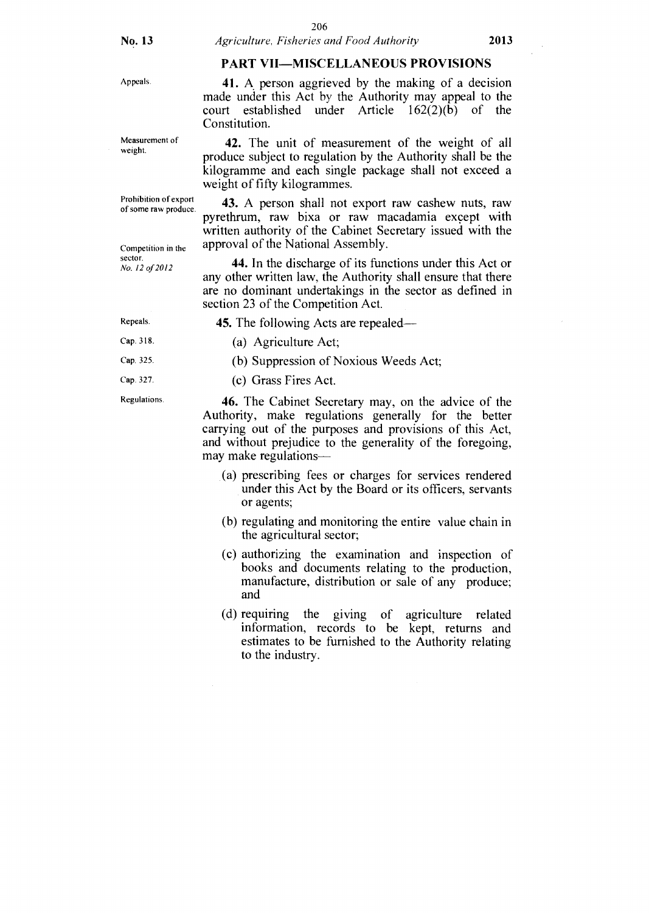## PART VII—MISCELLANEOUS PROVISIONS

Appeals.

**41.** A person aggrieved by the making of a decision made under this Act by the Authority may appeal to the court established under Article 162(2)(b) of the Constitution.

Measurement of weight.

**42.** The unit of measurement of the weight of all produce subject to regulation by the Authority shall be the kilogramme and each single package shall not exceed a weight of fifty kilogrammes.

Prohibition of export of some raw produce.

**43.** A person shall not export raw cashew nuts, raw pyrethrum, raw bixa or raw macadamia except with written authority of the Cabinet Secretary issued with the approval of the National Assembly.

Competition in the sector.
*No. 12 of 2012*

**44.** In the discharge of its functions under this Act or any other written law, the Authority shall ensure that there are no dominant undertakings in the sector as defined in section 23 of the Competition Act.

Repeals.

**45.** The following Acts are repealed—

Cap. 318.
(a) Agriculture Act;

Cap. 325.
(b) Suppression of Noxious Weeds Act;

Cap. 327.
(c) Grass Fires Act.

Regulations.

**46.** The Cabinet Secretary may, on the advice of the Authority, make regulations generally for the better carrying out of the purposes and provisions of this Act, and without prejudice to the generality of the foregoing, may make regulations—

(a) prescribing fees or charges for services rendered under this Act by the Board or its officers, servants or agents;

(b) regulating and monitoring the entire value chain in the agricultural sector;

(c) authorizing the examination and inspection of books and documents relating to the production, manufacture, distribution or sale of any produce; and

(d) requiring the giving of agriculture related information, records to be kept, returns and estimates to be furnished to the Authority relating to the industry.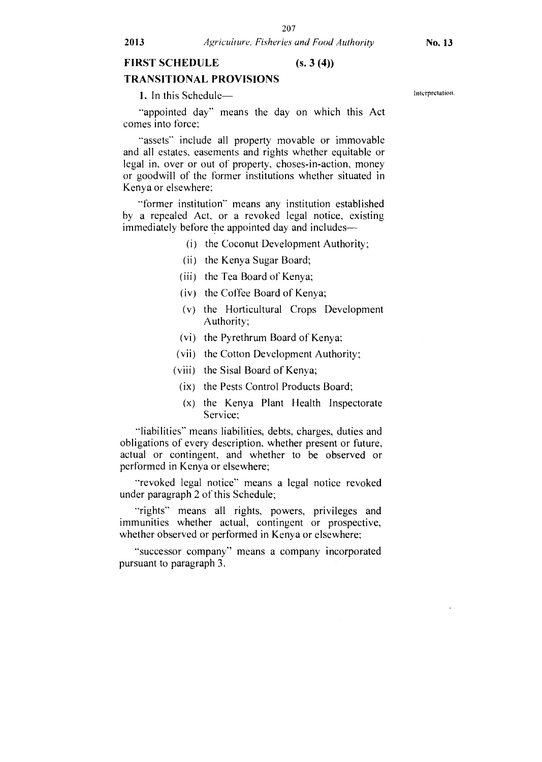## FIRST SCHEDULE (s. 3 (4))

## TRANSITIONAL PROVISIONS

**1.** In this Schedule—

Interpretation.

"appointed day" means the day on which this Act comes into force;

"assets" include all property movable or immovable and all estates, easements and rights whether equitable or legal in, over or out of property, choses-in-action, money or goodwill of the former institutions whether situated in Kenya or elsewhere;

"former institution" means any institution established by a repealed Act, or a revoked legal notice, existing immediately before the appointed day and includes—

- (i) the Coconut Development Authority;
- (ii) the Kenya Sugar Board;
- (iii) the Tea Board of Kenya;
- (iv) the Coffee Board of Kenya;
- (v) the Horticultural Crops Development Authority;
- (vi) the Pyrethrum Board of Kenya;
- (vii) the Cotton Development Authority;
- (viii) the Sisal Board of Kenya;
- (ix) the Pests Control Products Board;
- (x) the Kenya Plant Health Inspectorate Service;

"liabilities" means liabilities, debts, charges, duties and obligations of every description, whether present or future, actual or contingent, and whether to be observed or performed in Kenya or elsewhere;

"revoked legal notice" means a legal notice revoked under paragraph 2 of this Schedule;

"rights" means all rights, powers, privileges and immunities whether actual, contingent or prospective, whether observed or performed in Kenya or elsewhere;

"successor company" means a company incorporated pursuant to paragraph 3.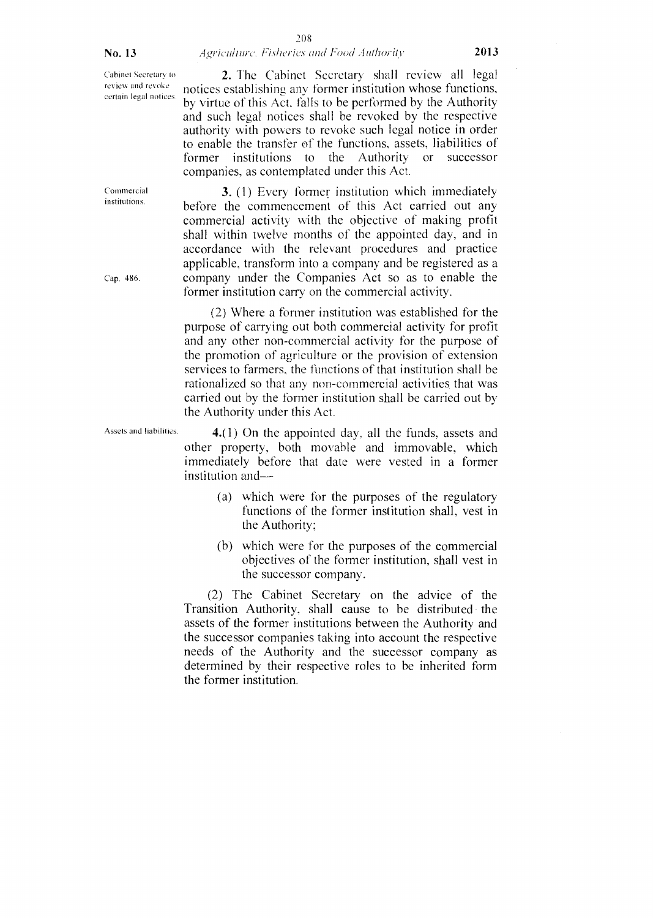Cabinet Secretary to review and revoke certain legal notices.

**2.** The Cabinet Secretary shall review all legal notices establishing any former institution whose functions, by virtue of this Act, falls to be performed by the Authority and such legal notices shall be revoked by the respective authority with powers to revoke such legal notice in order to enable the transfer of the functions, assets, liabilities of former institutions to the Authority or successor companies, as contemplated under this Act.

Commercial institutions.

**3.** (1) Every former institution which immediately before the commencement of this Act carried out any commercial activity with the objective of making profit shall within twelve months of the appointed day, and in accordance with the relevant procedures and practice applicable, transform into a company and be registered as a company under the Companies Act so as to enable the former institution carry on the commercial activity.

Cap. 486.

(2) Where a former institution was established for the purpose of carrying out both commercial activity for profit and any other non-commercial activity for the purpose of the promotion of agriculture or the provision of extension services to farmers, the functions of that institution shall be rationalized so that any non-commercial activities that was carried out by the former institution shall be carried out by the Authority under this Act.

Assets and liabilities.

**4.**(1) On the appointed day, all the funds, assets and other property, both movable and immovable, which immediately before that date were vested in a former institution and—

(a) which were for the purposes of the regulatory functions of the former institution shall, vest in the Authority;

(b) which were for the purposes of the commercial objectives of the former institution, shall vest in the successor company.

(2) The Cabinet Secretary on the advice of the Transition Authority, shall cause to be distributed the assets of the former institutions between the Authority and the successor companies taking into account the respective needs of the Authority and the successor company as determined by their respective roles to be inherited form the former institution.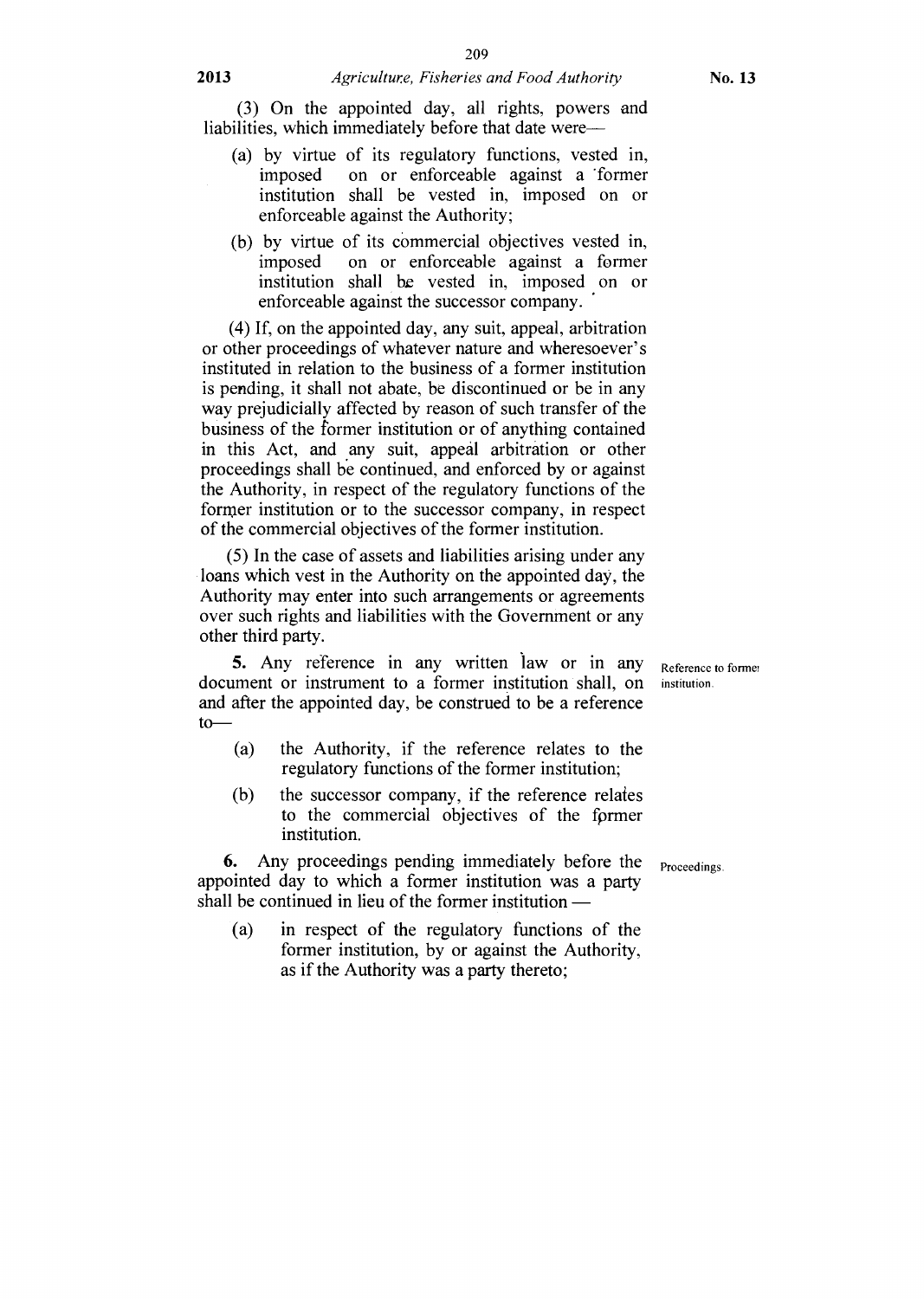(3) On the appointed day, all rights, powers and liabilities, which immediately before that date were—

(a) by virtue of its regulatory functions, vested in, imposed on or enforceable against a former institution shall be vested in, imposed on or enforceable against the Authority;

(b) by virtue of its commercial objectives vested in, imposed on or enforceable against a former institution shall be vested in, imposed on or enforceable against the successor company.

(4) If, on the appointed day, any suit, appeal, arbitration or other proceedings of whatever nature and wheresoever's instituted in relation to the business of a former institution is pending, it shall not abate, be discontinued or be in any way prejudicially affected by reason of such transfer of the business of the former institution or of anything contained in this Act, and any suit, appeal arbitration or other proceedings shall be continued, and enforced by or against the Authority, in respect of the regulatory functions of the former institution or to the successor company, in respect of the commercial objectives of the former institution.

(5) In the case of assets and liabilities arising under any loans which vest in the Authority on the appointed day, the Authority may enter into such arrangements or agreements over such rights and liabilities with the Government or any other third party.

Reference to former institution.

**5.** Any reference in any written law or in any document or instrument to a former institution shall, on and after the appointed day, be construed to be a reference to—

(a) the Authority, if the reference relates to the regulatory functions of the former institution;

(b) the successor company, if the reference relates to the commercial objectives of the former institution.

Proceedings.

**6.** Any proceedings pending immediately before the appointed day to which a former institution was a party shall be continued in lieu of the former institution —

(a) in respect of the regulatory functions of the former institution, by or against the Authority, as if the Authority was a party thereto;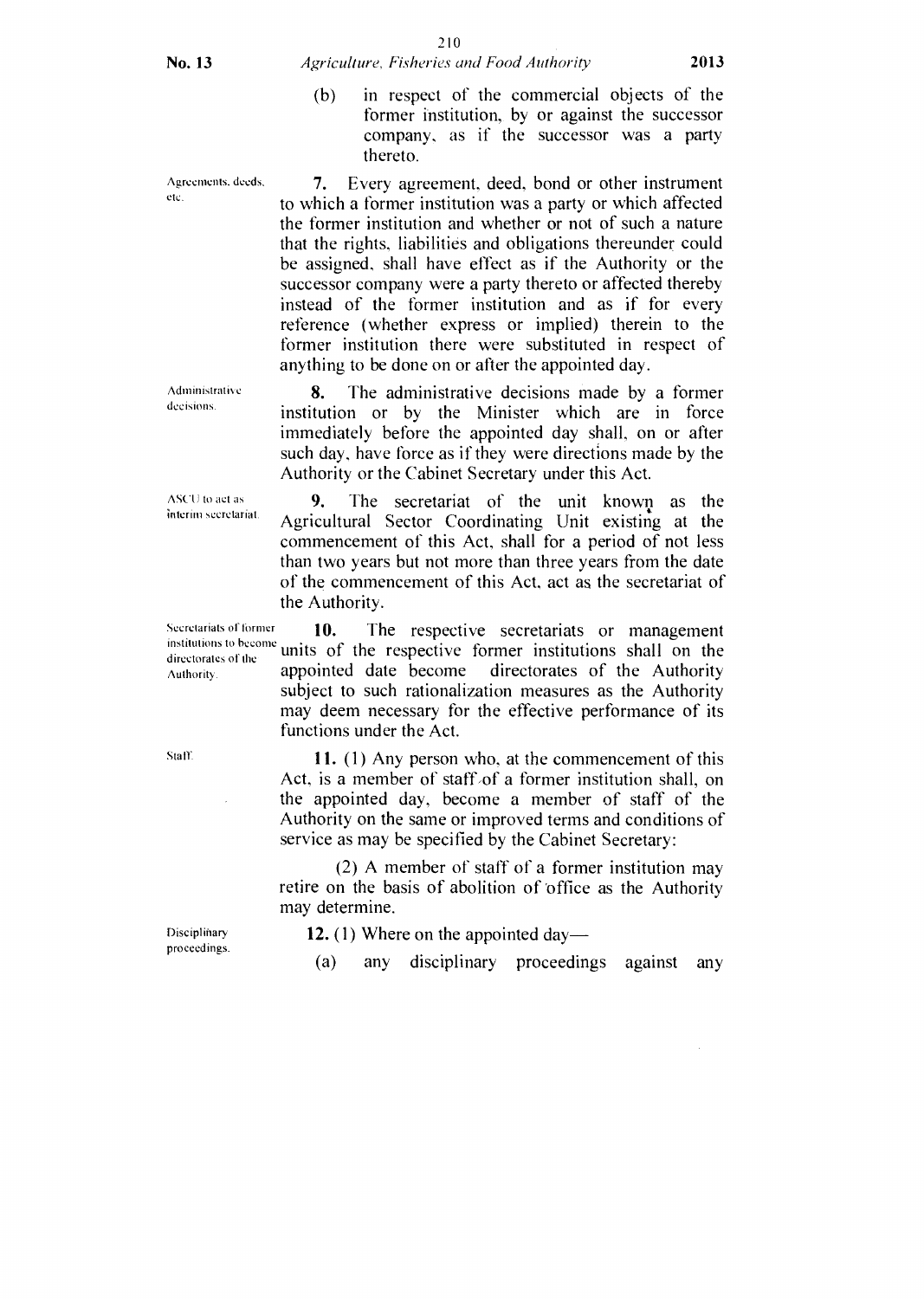(b) in respect of the commercial objects of the former institution, by or against the successor company, as if the successor was a party thereto.

Agreements, deeds, etc.

**7.** Every agreement, deed, bond or other instrument to which a former institution was a party or which affected the former institution and whether or not of such a nature that the rights, liabilities and obligations thereunder could be assigned, shall have effect as if the Authority or the successor company were a party thereto or affected thereby instead of the former institution and as if for every reference (whether express or implied) therein to the former institution there were substituted in respect of anything to be done on or after the appointed day.

Administrative decisions.

**8.** The administrative decisions made by a former institution or by the Minister which are in force immediately before the appointed day shall, on or after such day, have force as if they were directions made by the Authority or the Cabinet Secretary under this Act.

ASCU to act as interim secretariat.

**9.** The secretariat of the unit known as the Agricultural Sector Coordinating Unit existing at the commencement of this Act, shall for a period of not less than two years but not more than three years from the date of the commencement of this Act, act as the secretariat of the Authority.

Secretariats of former institutions to become directorates of the Authority.

**10.** The respective secretariats or management units of the respective former institutions shall on the appointed date become directorates of the Authority subject to such rationalization measures as the Authority may deem necessary for the effective performance of its functions under the Act.

Staff.

**11.** (1) Any person who, at the commencement of this Act, is a member of staff of a former institution shall, on the appointed day, become a member of staff of the Authority on the same or improved terms and conditions of service as may be specified by the Cabinet Secretary:

(2) A member of staff of a former institution may retire on the basis of abolition of office as the Authority may determine.

Disciplinary proceedings.

**12.** (1) Where on the appointed day—

(a) any disciplinary proceedings against any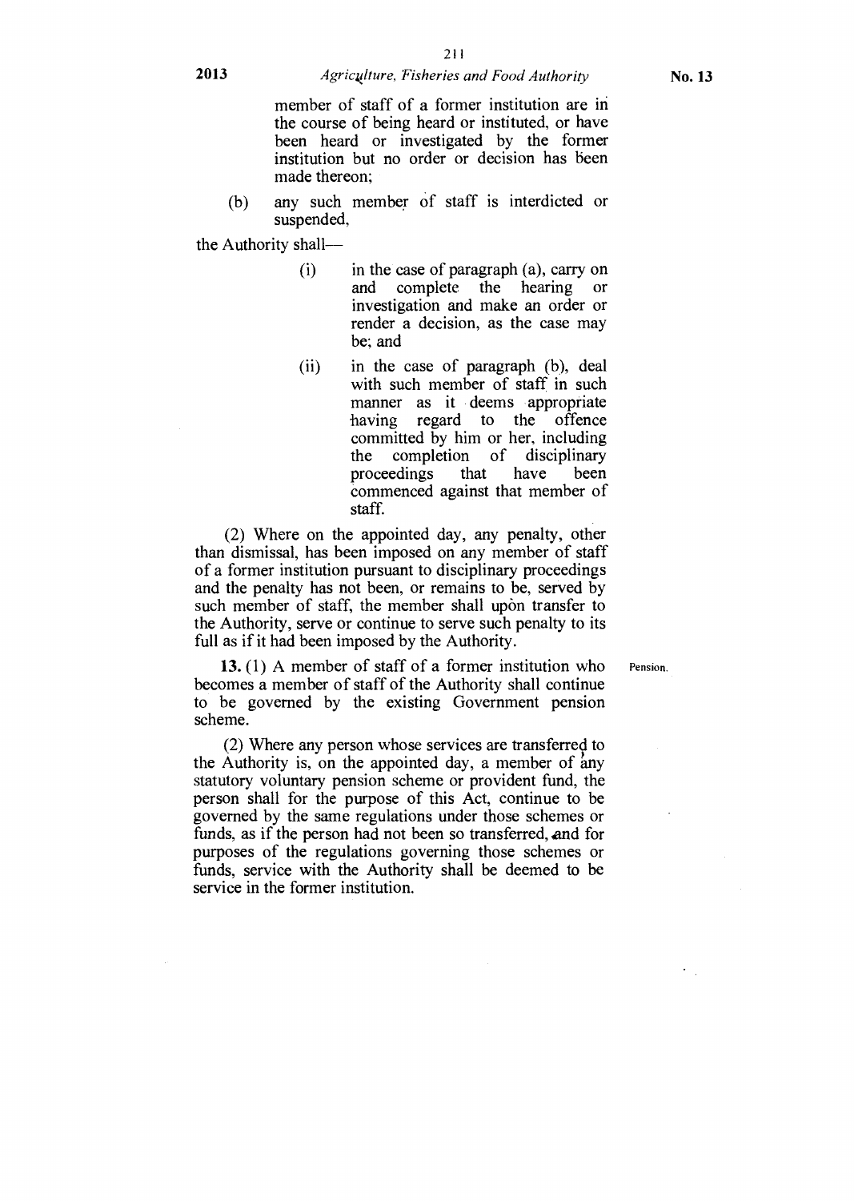member of staff of a former institution are in the course of being heard or instituted, or have been heard or investigated by the former institution but no order or decision has been made thereon;

(b) any such member of staff is interdicted or suspended,

the Authority shall—

(i) in the case of paragraph (a), carry on and complete the hearing or investigation and make an order or render a decision, as the case may be; and

(ii) in the case of paragraph (b), deal with such member of staff in such manner as it deems appropriate having regard to the offence committed by him or her, including the completion of disciplinary proceedings that have been commenced against that member of staff.

(2) Where on the appointed day, any penalty, other than dismissal, has been imposed on any member of staff of a former institution pursuant to disciplinary proceedings and the penalty has not been, or remains to be, served by such member of staff, the member shall upon transfer to the Authority, serve or continue to serve such penalty to its full as if it had been imposed by the Authority.

Pension.

**13.** (1) A member of staff of a former institution who becomes a member of staff of the Authority shall continue to be governed by the existing Government pension scheme.

(2) Where any person whose services are transferred to the Authority is, on the appointed day, a member of any statutory voluntary pension scheme or provident fund, the person shall for the purpose of this Act, continue to be governed by the same regulations under those schemes or funds, as if the person had not been so transferred, and for purposes of the regulations governing those schemes or funds, service with the Authority shall be deemed to be service in the former institution.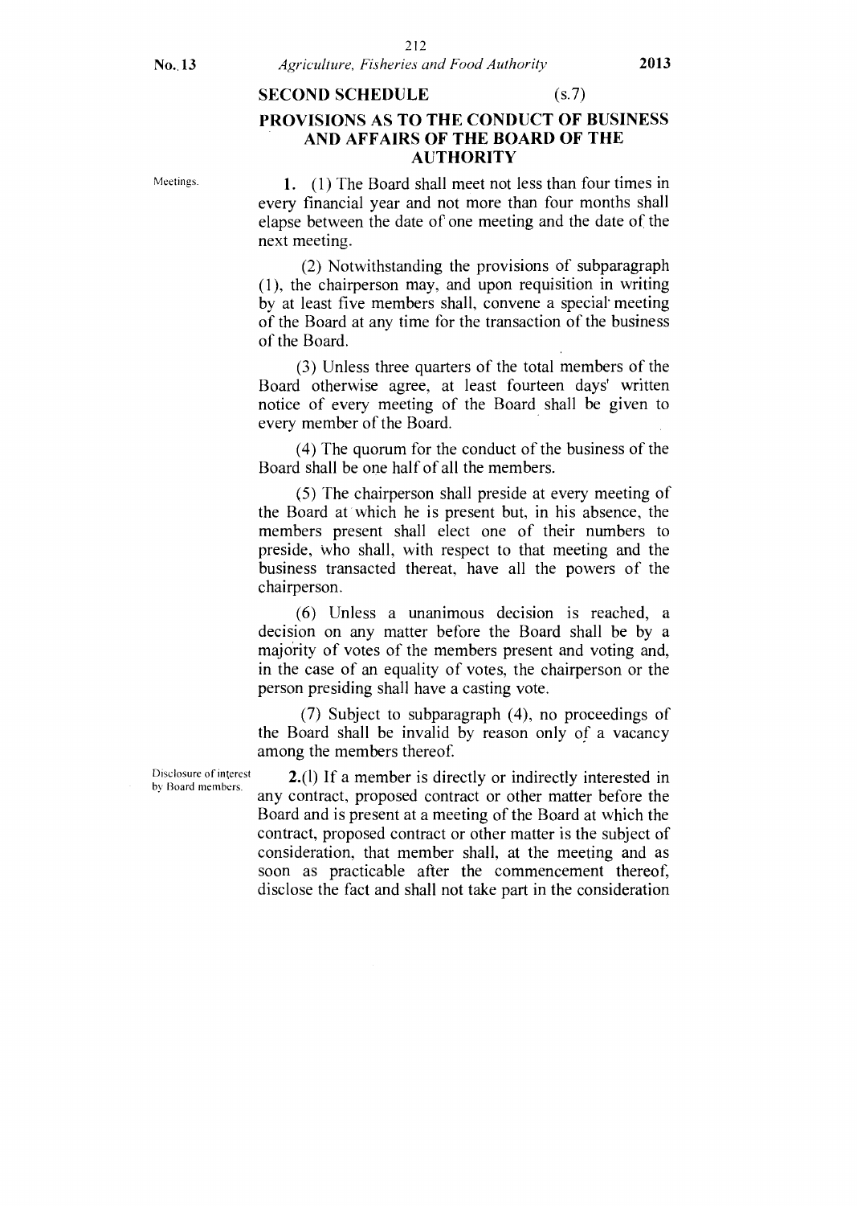## SECOND SCHEDULE (s.7)

## PROVISIONS AS TO THE CONDUCT OF BUSINESS AND AFFAIRS OF THE BOARD OF THE AUTHORITY

Meetings.

**1.** (1) The Board shall meet not less than four times in every financial year and not more than four months shall elapse between the date of one meeting and the date of the next meeting.

(2) Notwithstanding the provisions of subparagraph (1), the chairperson may, and upon requisition in writing by at least five members shall, convene a special meeting of the Board at any time for the transaction of the business of the Board.

(3) Unless three quarters of the total members of the Board otherwise agree, at least fourteen days' written notice of every meeting of the Board shall be given to every member of the Board.

(4) The quorum for the conduct of the business of the Board shall be one half of all the members.

(5) The chairperson shall preside at every meeting of the Board at which he is present but, in his absence, the members present shall elect one of their numbers to preside, who shall, with respect to that meeting and the business transacted thereat, have all the powers of the chairperson.

(6) Unless a unanimous decision is reached, a decision on any matter before the Board shall be by a majority of votes of the members present and voting and, in the case of an equality of votes, the chairperson or the person presiding shall have a casting vote.

(7) Subject to subparagraph (4), no proceedings of the Board shall be invalid by reason only of a vacancy among the members thereof.

Disclosure of interest by Board members.

**2.**(1) If a member is directly or indirectly interested in any contract, proposed contract or other matter before the Board and is present at a meeting of the Board at which the contract, proposed contract or other matter is the subject of consideration, that member shall, at the meeting and as soon as practicable after the commencement thereof, disclose the fact and shall not take part in the consideration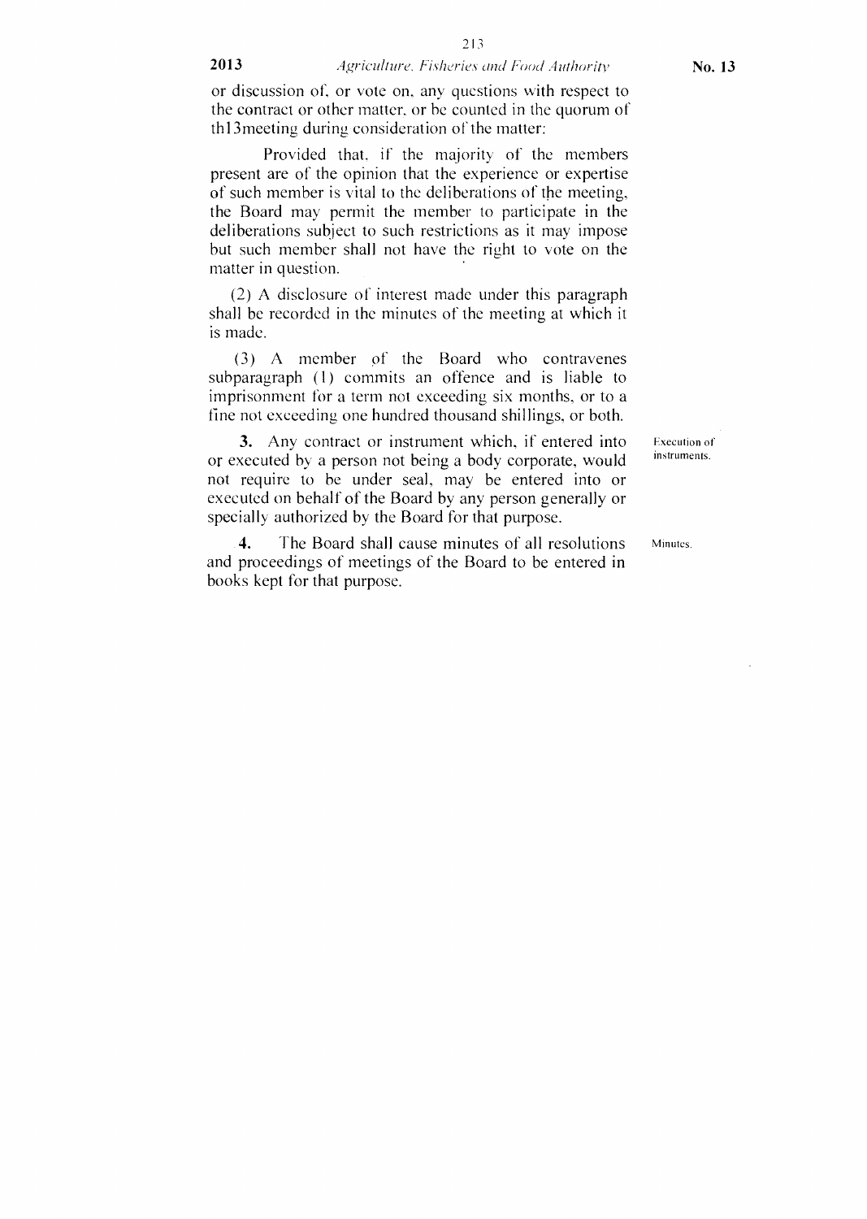or discussion of, or vote on, any questions with respect to the contract or other matter, or be counted in the quorum of th13meeting during consideration of the matter:

Provided that, if the majority of the members present are of the opinion that the experience or expertise of such member is vital to the deliberations of the meeting, the Board may permit the member to participate in the deliberations subject to such restrictions as it may impose but such member shall not have the right to vote on the matter in question.

(2) A disclosure of interest made under this paragraph shall be recorded in the minutes of the meeting at which it is made.

(3) A member of the Board who contravenes subparagraph (1) commits an offence and is liable to imprisonment for a term not exceeding six months, or to a fine not exceeding one hundred thousand shillings, or both.

Execution of instruments.

**3.** Any contract or instrument which, if entered into or executed by a person not being a body corporate, would not require to be under seal, may be entered into or executed on behalf of the Board by any person generally or specially authorized by the Board for that purpose.

Minutes.

**4.** The Board shall cause minutes of all resolutions and proceedings of meetings of the Board to be entered in books kept for that purpose.